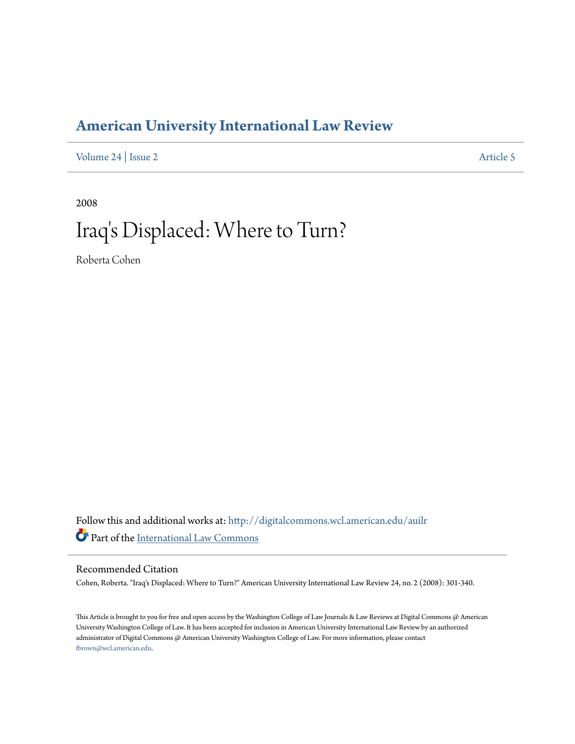# American University International Law Review

Volume 24 | Issue 2 Article 5

2008

# Iraq's Displaced: Where to Turn?

Roberta Cohen

Follow this and additional works at: http://digitalcommons.wcl.american.edu/auilr

Part of the International Law Commons

## Recommended Citation

Cohen, Roberta. "Iraq's Displaced: Where to Turn?" American University International Law Review 24, no. 2 (2008): 301-340.

This Article is brought to you for free and open access by the Washington College of Law Journals & Law Reviews at Digital Commons @ American University Washington College of Law. It has been accepted for inclusion in American University International Law Review by an authorized administrator of Digital Commons @ American University Washington College of Law. For more information, please contact fbrown@wcl.american.edu.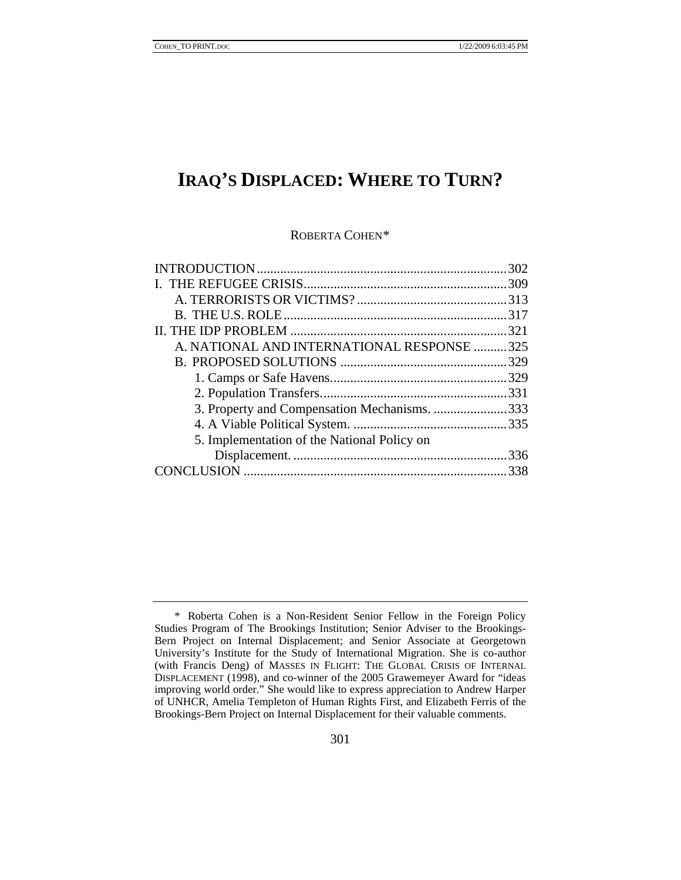# IRAQ'S DISPLACED: WHERE TO TURN?

ROBERTA COHEN*

- INTRODUCTION ... 302
- I. THE REFUGEE CRISIS ... 309
  - A. TERRORISTS OR VICTIMS? ... 313
  - B. THE U.S. ROLE ... 317
- II. THE IDP PROBLEM ... 321
  - A. NATIONAL AND INTERNATIONAL RESPONSE ... 325
  - B. PROPOSED SOLUTIONS ... 329
    - 1. Camps or Safe Havens ... 329
    - 2. Population Transfers ... 331
    - 3. Property and Compensation Mechanisms. ... 333
    - 4. A Viable Political System. ... 335
    - 5. Implementation of the National Policy on Displacement. ... 336
- CONCLUSION ... 338

---

\* Roberta Cohen is a Non-Resident Senior Fellow in the Foreign Policy Studies Program of The Brookings Institution; Senior Adviser to the Brookings-Bern Project on Internal Displacement; and Senior Associate at Georgetown University's Institute for the Study of International Migration. She is co-author (with Francis Deng) of MASSES IN FLIGHT: THE GLOBAL CRISIS OF INTERNAL DISPLACEMENT (1998), and co-winner of the 2005 Grawemeyer Award for "ideas improving world order." She would like to express appreciation to Andrew Harper of UNHCR, Amelia Templeton of Human Rights First, and Elizabeth Ferris of the Brookings-Bern Project on Internal Displacement for their valuable comments.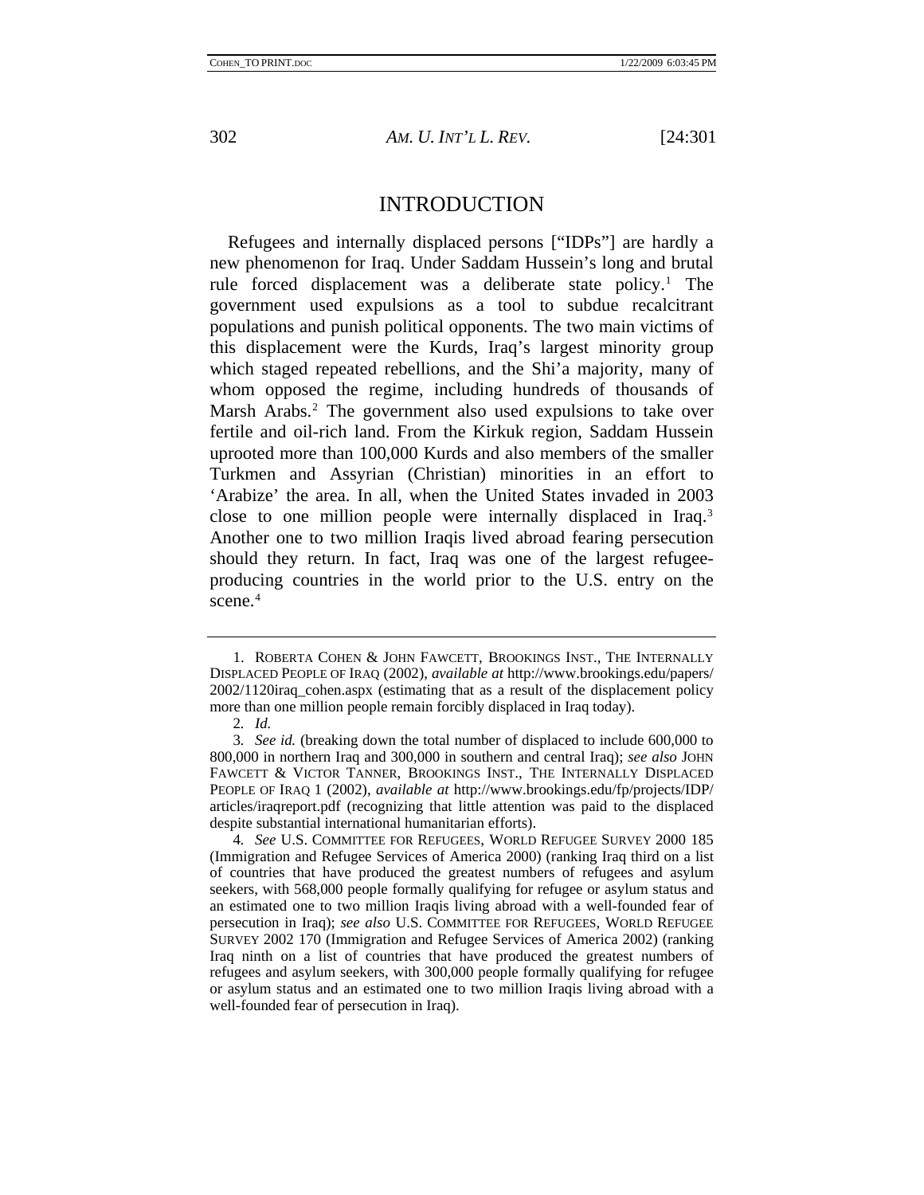## INTRODUCTION

Refugees and internally displaced persons ["IDPs"] are hardly a new phenomenon for Iraq. Under Saddam Hussein's long and brutal rule forced displacement was a deliberate state policy.[1] The government used expulsions as a tool to subdue recalcitrant populations and punish political opponents. The two main victims of this displacement were the Kurds, Iraq's largest minority group which staged repeated rebellions, and the Shi'a majority, many of whom opposed the regime, including hundreds of thousands of Marsh Arabs.[2] The government also used expulsions to take over fertile and oil-rich land. From the Kirkuk region, Saddam Hussein uprooted more than 100,000 Kurds and also members of the smaller Turkmen and Assyrian (Christian) minorities in an effort to 'Arabize' the area. In all, when the United States invaded in 2003 close to one million people were internally displaced in Iraq.[3] Another one to two million Iraqis lived abroad fearing persecution should they return. In fact, Iraq was one of the largest refugee-producing countries in the world prior to the U.S. entry on the scene.[4]

---

1. ROBERTA COHEN & JOHN FAWCETT, BROOKINGS INST., THE INTERNALLY DISPLACED PEOPLE OF IRAQ (2002), *available at* http://www.brookings.edu/papers/2002/1120iraq_cohen.aspx (estimating that as a result of the displacement policy more than one million people remain forcibly displaced in Iraq today).

2. *Id.*

3. *See id.* (breaking down the total number of displaced to include 600,000 to 800,000 in northern Iraq and 300,000 in southern and central Iraq); *see also* JOHN FAWCETT & VICTOR TANNER, BROOKINGS INST., THE INTERNALLY DISPLACED PEOPLE OF IRAQ 1 (2002), *available at* http://www.brookings.edu/fp/projects/IDP/articles/iraqreport.pdf (recognizing that little attention was paid to the displaced despite substantial international humanitarian efforts).

4. *See* U.S. COMMITTEE FOR REFUGEES, WORLD REFUGEE SURVEY 2000 185 (Immigration and Refugee Services of America 2000) (ranking Iraq third on a list of countries that have produced the greatest numbers of refugees and asylum seekers, with 568,000 people formally qualifying for refugee or asylum status and an estimated one to two million Iraqis living abroad with a well-founded fear of persecution in Iraq); *see also* U.S. COMMITTEE FOR REFUGEES, WORLD REFUGEE SURVEY 2002 170 (Immigration and Refugee Services of America 2002) (ranking Iraq ninth on a list of countries that have produced the greatest numbers of refugees and asylum seekers, with 300,000 people formally qualifying for refugee or asylum status and an estimated one to two million Iraqis living abroad with a well-founded fear of persecution in Iraq).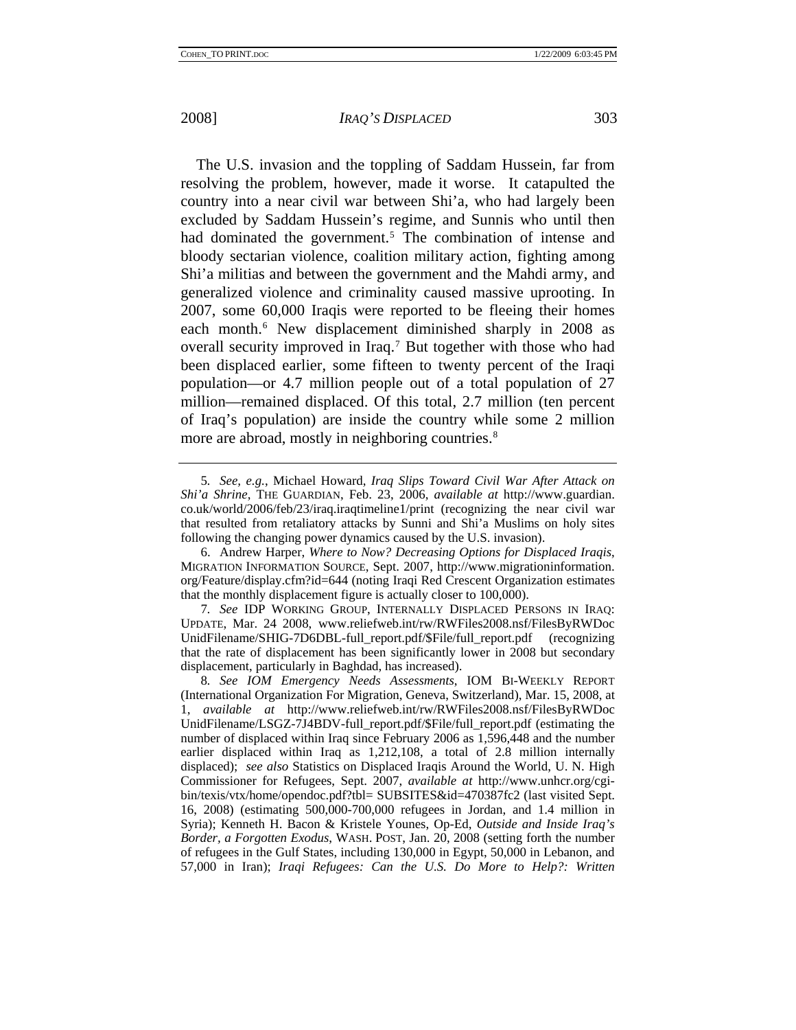The U.S. invasion and the toppling of Saddam Hussein, far from resolving the problem, however, made it worse. It catapulted the country into a near civil war between Shi'a, who had largely been excluded by Saddam Hussein's regime, and Sunnis who until then had dominated the government.[5] The combination of intense and bloody sectarian violence, coalition military action, fighting among Shi'a militias and between the government and the Mahdi army, and generalized violence and criminality caused massive uprooting. In 2007, some 60,000 Iraqis were reported to be fleeing their homes each month.[6] New displacement diminished sharply in 2008 as overall security improved in Iraq.[7] But together with those who had been displaced earlier, some fifteen to twenty percent of the Iraqi population—or 4.7 million people out of a total population of 27 million—remained displaced. Of this total, 2.7 million (ten percent of Iraq's population) are inside the country while some 2 million more are abroad, mostly in neighboring countries.[8]

---

5. *See, e.g.*, Michael Howard, *Iraq Slips Toward Civil War After Attack on Shi'a Shrine*, THE GUARDIAN, Feb. 23, 2006, *available at* http://www.guardian.co.uk/world/2006/feb/23/iraq.iraqtimeline1/print (recognizing the near civil war that resulted from retaliatory attacks by Sunni and Shi'a Muslims on holy sites following the changing power dynamics caused by the U.S. invasion).

6. Andrew Harper, *Where to Now? Decreasing Options for Displaced Iraqis*, MIGRATION INFORMATION SOURCE, Sept. 2007, http://www.migrationinformation.org/Feature/display.cfm?id=644 (noting Iraqi Red Crescent Organization estimates that the monthly displacement figure is actually closer to 100,000).

7. *See* IDP WORKING GROUP, INTERNALLY DISPLACED PERSONS IN IRAQ: UPDATE, Mar. 24 2008, www.reliefweb.int/rw/RWFiles2008.nsf/FilesByRWDocUnidFilename/SHIG-7D6DBL-full_report.pdf/$File/full_report.pdf (recognizing that the rate of displacement has been significantly lower in 2008 but secondary displacement, particularly in Baghdad, has increased).

8. *See IOM Emergency Needs Assessments*, IOM BI-WEEKLY REPORT (International Organization For Migration, Geneva, Switzerland), Mar. 15, 2008, at 1, *available at* http://www.reliefweb.int/rw/RWFiles2008.nsf/FilesByRWDocUnidFilename/LSGZ-7J4BDV-full_report.pdf/$File/full_report.pdf (estimating the number of displaced within Iraq since February 2006 as 1,596,448 and the number earlier displaced within Iraq as 1,212,108, a total of 2.8 million internally displaced); *see also* Statistics on Displaced Iraqis Around the World, U. N. High Commissioner for Refugees, Sept. 2007, *available at* http://www.unhcr.org/cgi-bin/texis/vtx/home/opendoc.pdf?tbl= SUBSITES&id=470387fc2 (last visited Sept. 16, 2008) (estimating 500,000-700,000 refugees in Jordan, and 1.4 million in Syria); Kenneth H. Bacon & Kristele Younes, Op-Ed, *Outside and Inside Iraq's Border, a Forgotten Exodus*, WASH. POST, Jan. 20, 2008 (setting forth the number of refugees in the Gulf States, including 130,000 in Egypt, 50,000 in Lebanon, and 57,000 in Iran); *Iraqi Refugees: Can the U.S. Do More to Help?: Written*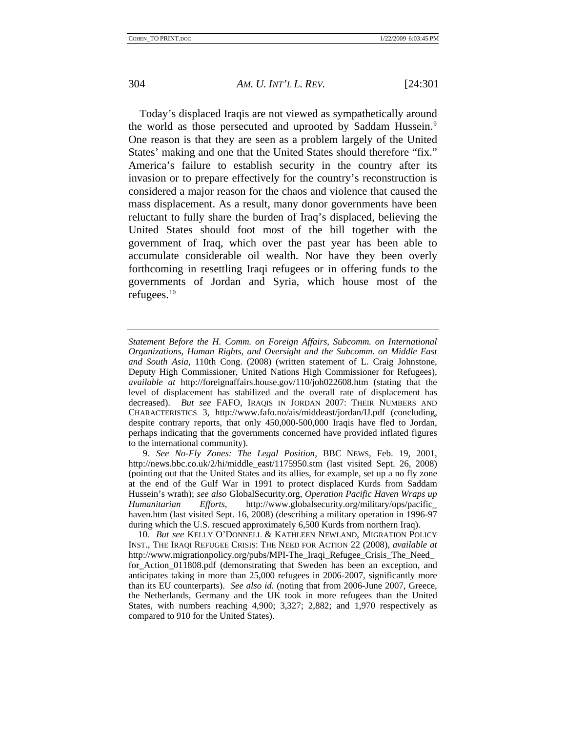Today's displaced Iraqis are not viewed as sympathetically around the world as those persecuted and uprooted by Saddam Hussein.[9] One reason is that they are seen as a problem largely of the United States' making and one that the United States should therefore "fix." America's failure to establish security in the country after its invasion or to prepare effectively for the country's reconstruction is considered a major reason for the chaos and violence that caused the mass displacement. As a result, many donor governments have been reluctant to fully share the burden of Iraq's displaced, believing the United States should foot most of the bill together with the government of Iraq, which over the past year has been able to accumulate considerable oil wealth. Nor have they been overly forthcoming in resettling Iraqi refugees or in offering funds to the governments of Jordan and Syria, which house most of the refugees.[10]

---

*Statement Before the H. Comm. on Foreign Affairs, Subcomm. on International Organizations, Human Rights, and Oversight and the Subcomm. on Middle East and South Asia*, 110th Cong. (2008) (written statement of L. Craig Johnstone, Deputy High Commissioner, United Nations High Commissioner for Refugees), *available at* http://foreignaffairs.house.gov/110/joh022608.htm (stating that the level of displacement has stabilized and the overall rate of displacement has decreased). *But see* FAFO, IRAQIS IN JORDAN 2007: THEIR NUMBERS AND CHARACTERISTICS 3, http://www.fafo.no/ais/middeast/jordan/IJ.pdf (concluding, despite contrary reports, that only 450,000-500,000 Iraqis have fled to Jordan, perhaps indicating that the governments concerned have provided inflated figures to the international community).

9. *See No-Fly Zones: The Legal Position*, BBC NEWS, Feb. 19, 2001, http://news.bbc.co.uk/2/hi/middle_east/1175950.stm (last visited Sept. 26, 2008) (pointing out that the United States and its allies, for example, set up a no fly zone at the end of the Gulf War in 1991 to protect displaced Kurds from Saddam Hussein's wrath); *see also* GlobalSecurity.org, *Operation Pacific Haven Wraps up Humanitarian Efforts*, http://www.globalsecurity.org/military/ops/pacific_haven.htm (last visited Sept. 16, 2008) (describing a military operation in 1996-97 during which the U.S. rescued approximately 6,500 Kurds from northern Iraq).

10. *But see* KELLY O'DONNELL & KATHLEEN NEWLAND, MIGRATION POLICY INST., THE IRAQI REFUGEE CRISIS: THE NEED FOR ACTION 22 (2008), *available at* http://www.migrationpolicy.org/pubs/MPI-The_Iraqi_Refugee_Crisis_The_Need_for_Action_011808.pdf (demonstrating that Sweden has been an exception, and anticipates taking in more than 25,000 refugees in 2006-2007, significantly more than its EU counterparts). *See also id.* (noting that from 2006-June 2007, Greece, the Netherlands, Germany and the UK took in more refugees than the United States, with numbers reaching 4,900; 3,327; 2,882; and 1,970 respectively as compared to 910 for the United States).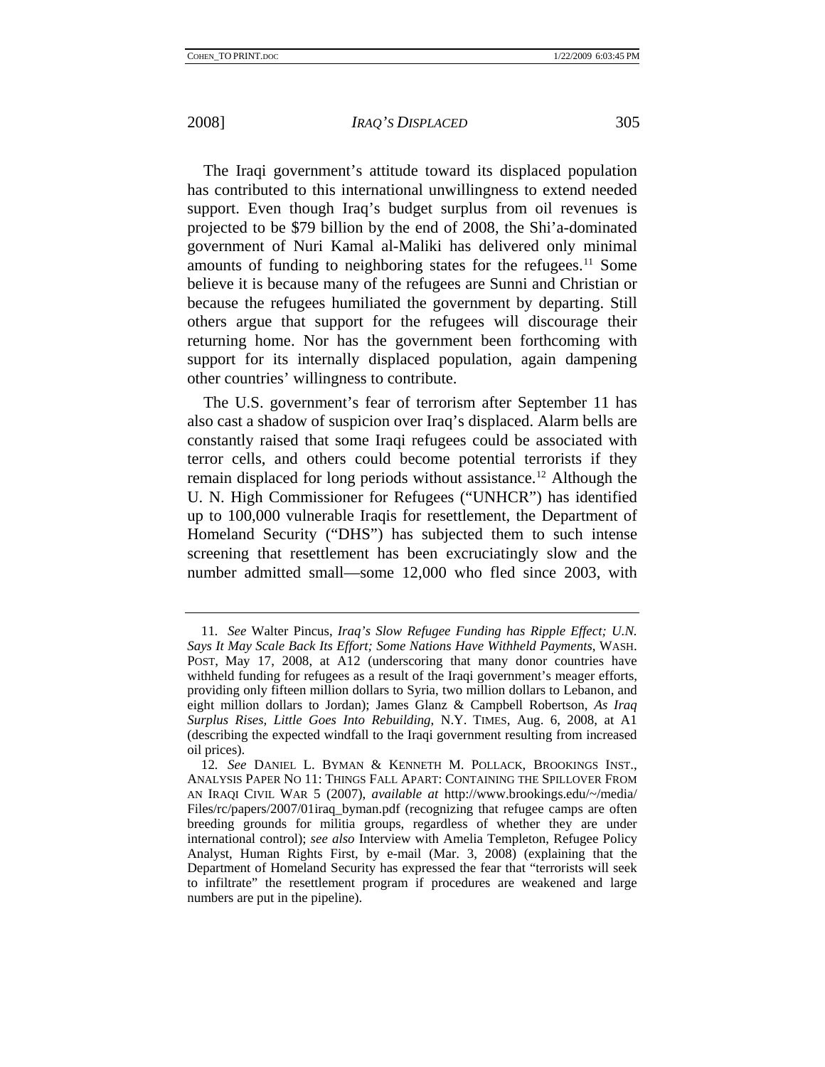The Iraqi government's attitude toward its displaced population has contributed to this international unwillingness to extend needed support. Even though Iraq's budget surplus from oil revenues is projected to be $79 billion by the end of 2008, the Shi'a-dominated government of Nuri Kamal al-Maliki has delivered only minimal amounts of funding to neighboring states for the refugees.[11] Some believe it is because many of the refugees are Sunni and Christian or because the refugees humiliated the government by departing. Still others argue that support for the refugees will discourage their returning home. Nor has the government been forthcoming with support for its internally displaced population, again dampening other countries' willingness to contribute.

The U.S. government's fear of terrorism after September 11 has also cast a shadow of suspicion over Iraq's displaced. Alarm bells are constantly raised that some Iraqi refugees could be associated with terror cells, and others could become potential terrorists if they remain displaced for long periods without assistance.[12] Although the U. N. High Commissioner for Refugees ("UNHCR") has identified up to 100,000 vulnerable Iraqis for resettlement, the Department of Homeland Security ("DHS") has subjected them to such intense screening that resettlement has been excruciatingly slow and the number admitted small—some 12,000 who fled since 2003, with

---

11. *See* Walter Pincus, *Iraq's Slow Refugee Funding has Ripple Effect; U.N. Says It May Scale Back Its Effort; Some Nations Have Withheld Payments*, WASH. POST, May 17, 2008, at A12 (underscoring that many donor countries have withheld funding for refugees as a result of the Iraqi government's meager efforts, providing only fifteen million dollars to Syria, two million dollars to Lebanon, and eight million dollars to Jordan); James Glanz & Campbell Robertson, *As Iraq Surplus Rises, Little Goes Into Rebuilding*, N.Y. TIMES, Aug. 6, 2008, at A1 (describing the expected windfall to the Iraqi government resulting from increased oil prices).

12. *See* DANIEL L. BYMAN & KENNETH M. POLLACK, BROOKINGS INST., ANALYSIS PAPER NO 11: THINGS FALL APART: CONTAINING THE SPILLOVER FROM AN IRAQI CIVIL WAR 5 (2007), *available at* http://www.brookings.edu/~/media/Files/rc/papers/2007/01iraq_byman.pdf (recognizing that refugee camps are often breeding grounds for militia groups, regardless of whether they are under international control); *see also* Interview with Amelia Templeton, Refugee Policy Analyst, Human Rights First, by e-mail (Mar. 3, 2008) (explaining that the Department of Homeland Security has expressed the fear that "terrorists will seek to infiltrate" the resettlement program if procedures are weakened and large numbers are put in the pipeline).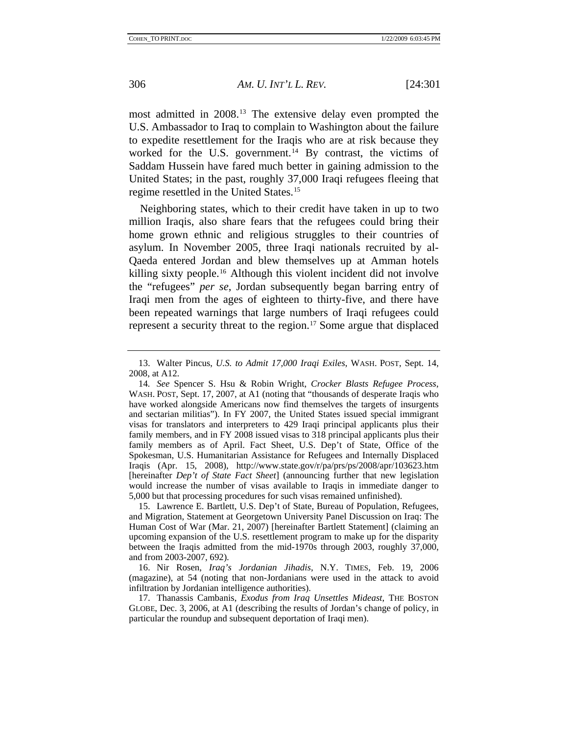most admitted in 2008.[13] The extensive delay even prompted the U.S. Ambassador to Iraq to complain to Washington about the failure to expedite resettlement for the Iraqis who are at risk because they worked for the U.S. government.[14] By contrast, the victims of Saddam Hussein have fared much better in gaining admission to the United States; in the past, roughly 37,000 Iraqi refugees fleeing that regime resettled in the United States.[15]

Neighboring states, which to their credit have taken in up to two million Iraqis, also share fears that the refugees could bring their home grown ethnic and religious struggles to their countries of asylum. In November 2005, three Iraqi nationals recruited by al-Qaeda entered Jordan and blew themselves up at Amman hotels killing sixty people.[16] Although this violent incident did not involve the "refugees" *per se*, Jordan subsequently began barring entry of Iraqi men from the ages of eighteen to thirty-five, and there have been repeated warnings that large numbers of Iraqi refugees could represent a security threat to the region.[17] Some argue that displaced

---

13. Walter Pincus, *U.S. to Admit 17,000 Iraqi Exiles*, WASH. POST, Sept. 14, 2008, at A12.

14. *See* Spencer S. Hsu & Robin Wright, *Crocker Blasts Refugee Process*, WASH. POST, Sept. 17, 2007, at A1 (noting that "thousands of desperate Iraqis who have worked alongside Americans now find themselves the targets of insurgents and sectarian militias"). In FY 2007, the United States issued special immigrant visas for translators and interpreters to 429 Iraqi principal applicants plus their family members, and in FY 2008 issued visas to 318 principal applicants plus their family members as of April. Fact Sheet, U.S. Dep't of State, Office of the Spokesman, U.S. Humanitarian Assistance for Refugees and Internally Displaced Iraqis (Apr. 15, 2008), http://www.state.gov/r/pa/prs/ps/2008/apr/103623.htm [hereinafter *Dep't of State Fact Sheet*] (announcing further that new legislation would increase the number of visas available to Iraqis in immediate danger to 5,000 but that processing procedures for such visas remained unfinished).

15. Lawrence E. Bartlett, U.S. Dep't of State, Bureau of Population, Refugees, and Migration, Statement at Georgetown University Panel Discussion on Iraq: The Human Cost of War (Mar. 21, 2007) [hereinafter Bartlett Statement] (claiming an upcoming expansion of the U.S. resettlement program to make up for the disparity between the Iraqis admitted from the mid-1970s through 2003, roughly 37,000, and from 2003-2007, 692).

16. Nir Rosen, *Iraq's Jordanian Jihadis*, N.Y. TIMES, Feb. 19, 2006 (magazine), at 54 (noting that non-Jordanians were used in the attack to avoid infiltration by Jordanian intelligence authorities).

17. Thanassis Cambanis, *Exodus from Iraq Unsettles Mideast*, THE BOSTON GLOBE, Dec. 3, 2006, at A1 (describing the results of Jordan's change of policy, in particular the roundup and subsequent deportation of Iraqi men).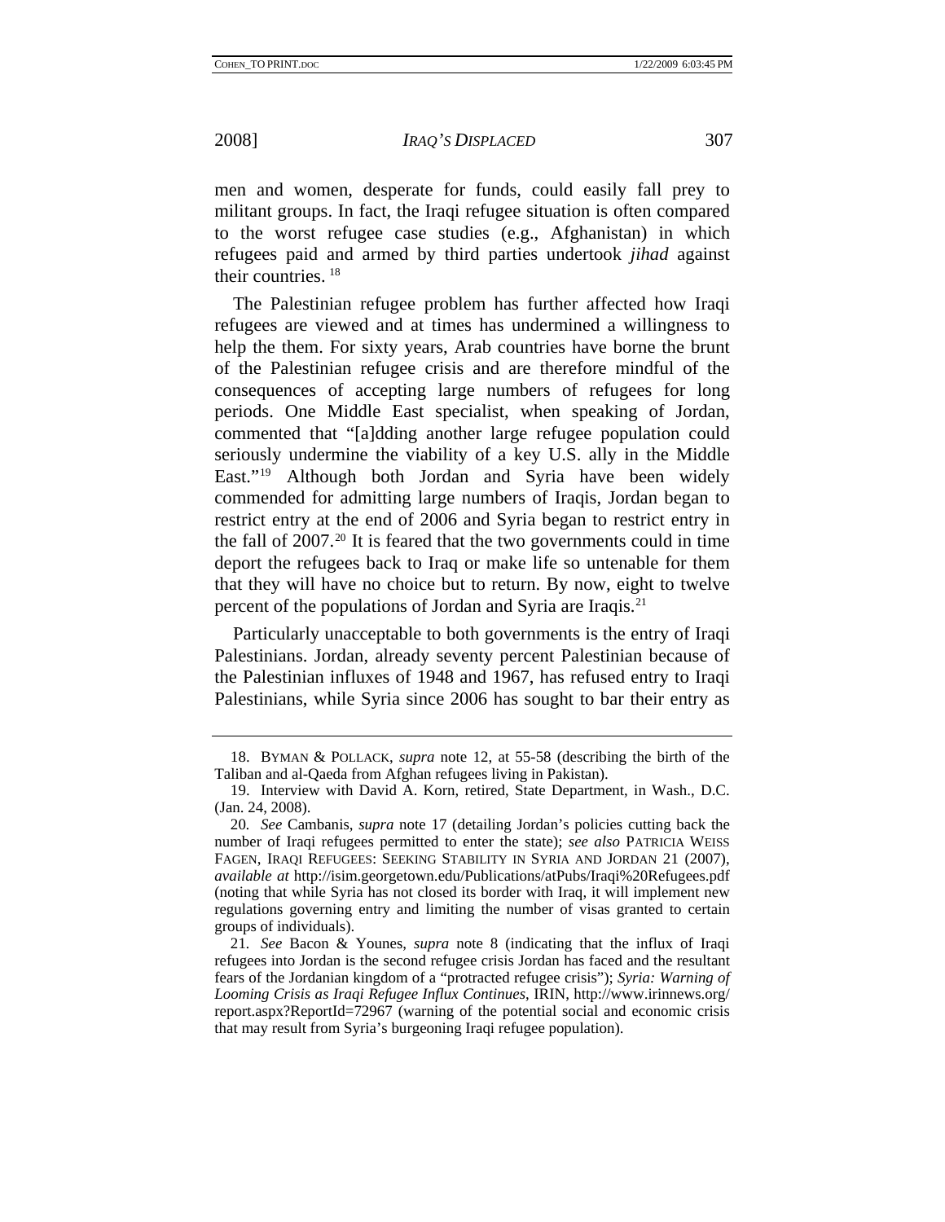men and women, desperate for funds, could easily fall prey to militant groups. In fact, the Iraqi refugee situation is often compared to the worst refugee case studies (e.g., Afghanistan) in which refugees paid and armed by third parties undertook *jihad* against their countries. [18]

The Palestinian refugee problem has further affected how Iraqi refugees are viewed and at times has undermined a willingness to help the them. For sixty years, Arab countries have borne the brunt of the Palestinian refugee crisis and are therefore mindful of the consequences of accepting large numbers of refugees for long periods. One Middle East specialist, when speaking of Jordan, commented that "[a]dding another large refugee population could seriously undermine the viability of a key U.S. ally in the Middle East."[19] Although both Jordan and Syria have been widely commended for admitting large numbers of Iraqis, Jordan began to restrict entry at the end of 2006 and Syria began to restrict entry in the fall of 2007.[20] It is feared that the two governments could in time deport the refugees back to Iraq or make life so untenable for them that they will have no choice but to return. By now, eight to twelve percent of the populations of Jordan and Syria are Iraqis.[21]

Particularly unacceptable to both governments is the entry of Iraqi Palestinians. Jordan, already seventy percent Palestinian because of the Palestinian influxes of 1948 and 1967, has refused entry to Iraqi Palestinians, while Syria since 2006 has sought to bar their entry as

---

18. BYMAN & POLLACK, *supra* note 12, at 55-58 (describing the birth of the Taliban and al-Qaeda from Afghan refugees living in Pakistan).

19. Interview with David A. Korn, retired, State Department, in Wash., D.C. (Jan. 24, 2008).

20. *See* Cambanis, *supra* note 17 (detailing Jordan's policies cutting back the number of Iraqi refugees permitted to enter the state); *see also* PATRICIA WEISS FAGEN, IRAQI REFUGEES: SEEKING STABILITY IN SYRIA AND JORDAN 21 (2007), *available at* http://isim.georgetown.edu/Publications/atPubs/Iraqi%20Refugees.pdf (noting that while Syria has not closed its border with Iraq, it will implement new regulations governing entry and limiting the number of visas granted to certain groups of individuals).

21. *See* Bacon & Younes, *supra* note 8 (indicating that the influx of Iraqi refugees into Jordan is the second refugee crisis Jordan has faced and the resultant fears of the Jordanian kingdom of a "protracted refugee crisis"); *Syria: Warning of Looming Crisis as Iraqi Refugee Influx Continues*, IRIN, http://www.irinnews.org/report.aspx?ReportId=72967 (warning of the potential social and economic crisis that may result from Syria's burgeoning Iraqi refugee population).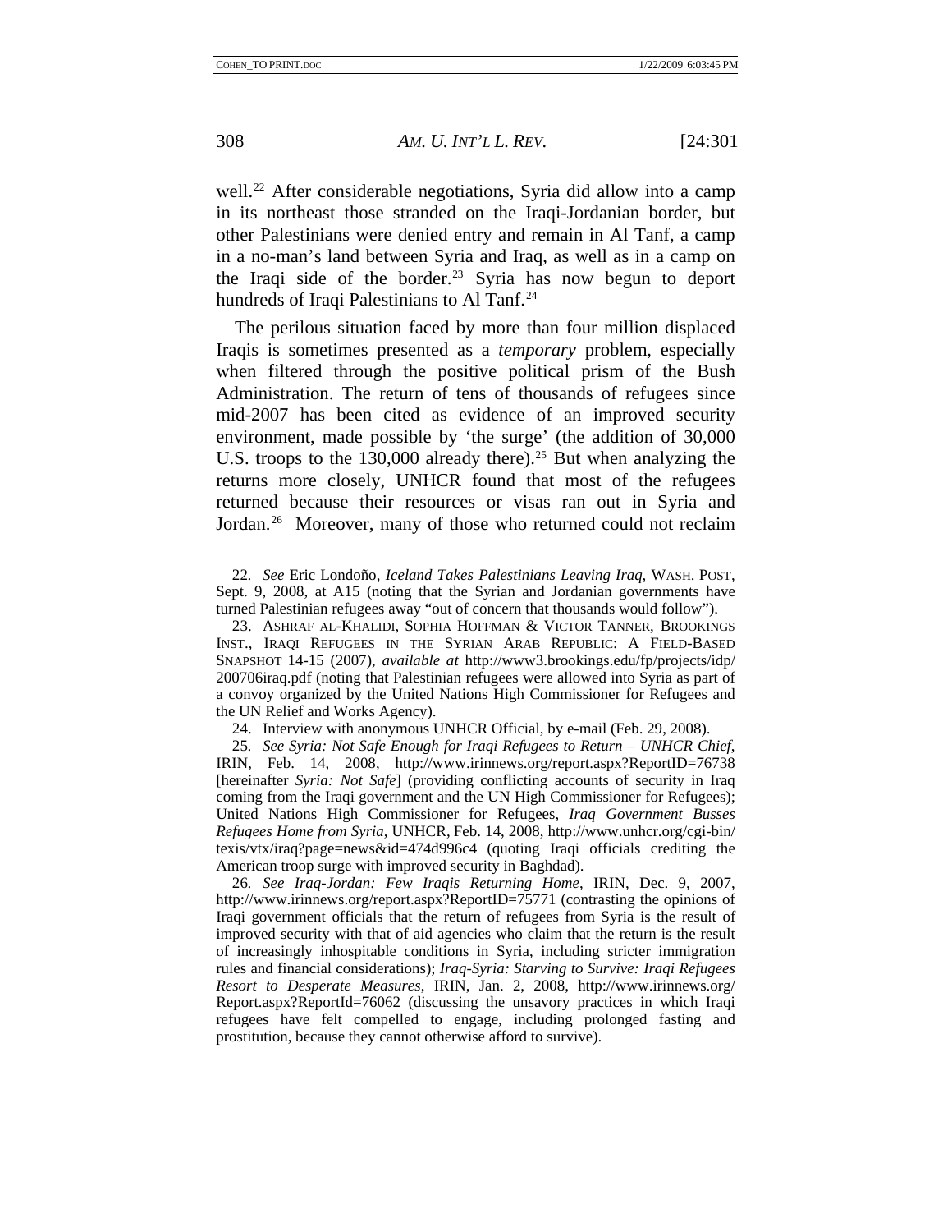well.[22] After considerable negotiations, Syria did allow into a camp in its northeast those stranded on the Iraqi-Jordanian border, but other Palestinians were denied entry and remain in Al Tanf, a camp in a no-man's land between Syria and Iraq, as well as in a camp on the Iraqi side of the border.[23] Syria has now begun to deport hundreds of Iraqi Palestinians to Al Tanf.[24]

The perilous situation faced by more than four million displaced Iraqis is sometimes presented as a *temporary* problem, especially when filtered through the positive political prism of the Bush Administration. The return of tens of thousands of refugees since mid-2007 has been cited as evidence of an improved security environment, made possible by 'the surge' (the addition of 30,000 U.S. troops to the 130,000 already there).[25] But when analyzing the returns more closely, UNHCR found that most of the refugees returned because their resources or visas ran out in Syria and Jordan.[26] Moreover, many of those who returned could not reclaim

---

22. *See* Eric Londoño, *Iceland Takes Palestinians Leaving Iraq*, WASH. POST, Sept. 9, 2008, at A15 (noting that the Syrian and Jordanian governments have turned Palestinian refugees away "out of concern that thousands would follow").

23. ASHRAF AL-KHALIDI, SOPHIA HOFFMAN & VICTOR TANNER, BROOKINGS INST., IRAQI REFUGEES IN THE SYRIAN ARAB REPUBLIC: A FIELD-BASED SNAPSHOT 14-15 (2007), *available at* http://www3.brookings.edu/fp/projects/idp/200706iraq.pdf (noting that Palestinian refugees were allowed into Syria as part of a convoy organized by the United Nations High Commissioner for Refugees and the UN Relief and Works Agency).

24. Interview with anonymous UNHCR Official, by e-mail (Feb. 29, 2008).

25. *See Syria: Not Safe Enough for Iraqi Refugees to Return – UNHCR Chief*, IRIN, Feb. 14, 2008, http://www.irinnews.org/report.aspx?ReportID=76738 [hereinafter *Syria: Not Safe*] (providing conflicting accounts of security in Iraq coming from the Iraqi government and the UN High Commissioner for Refugees); United Nations High Commissioner for Refugees, *Iraq Government Busses Refugees Home from Syria*, UNHCR, Feb. 14, 2008, http://www.unhcr.org/cgi-bin/texis/vtx/iraq?page=news&id=474d996c4 (quoting Iraqi officials crediting the American troop surge with improved security in Baghdad).

26. *See Iraq-Jordan: Few Iraqis Returning Home*, IRIN, Dec. 9, 2007, http://www.irinnews.org/report.aspx?ReportID=75771 (contrasting the opinions of Iraqi government officials that the return of refugees from Syria is the result of improved security with that of aid agencies who claim that the return is the result of increasingly inhospitable conditions in Syria, including stricter immigration rules and financial considerations); *Iraq-Syria: Starving to Survive: Iraqi Refugees Resort to Desperate Measures*, IRIN, Jan. 2, 2008, http://www.irinnews.org/Report.aspx?ReportId=76062 (discussing the unsavory practices in which Iraqi refugees have felt compelled to engage, including prolonged fasting and prostitution, because they cannot otherwise afford to survive).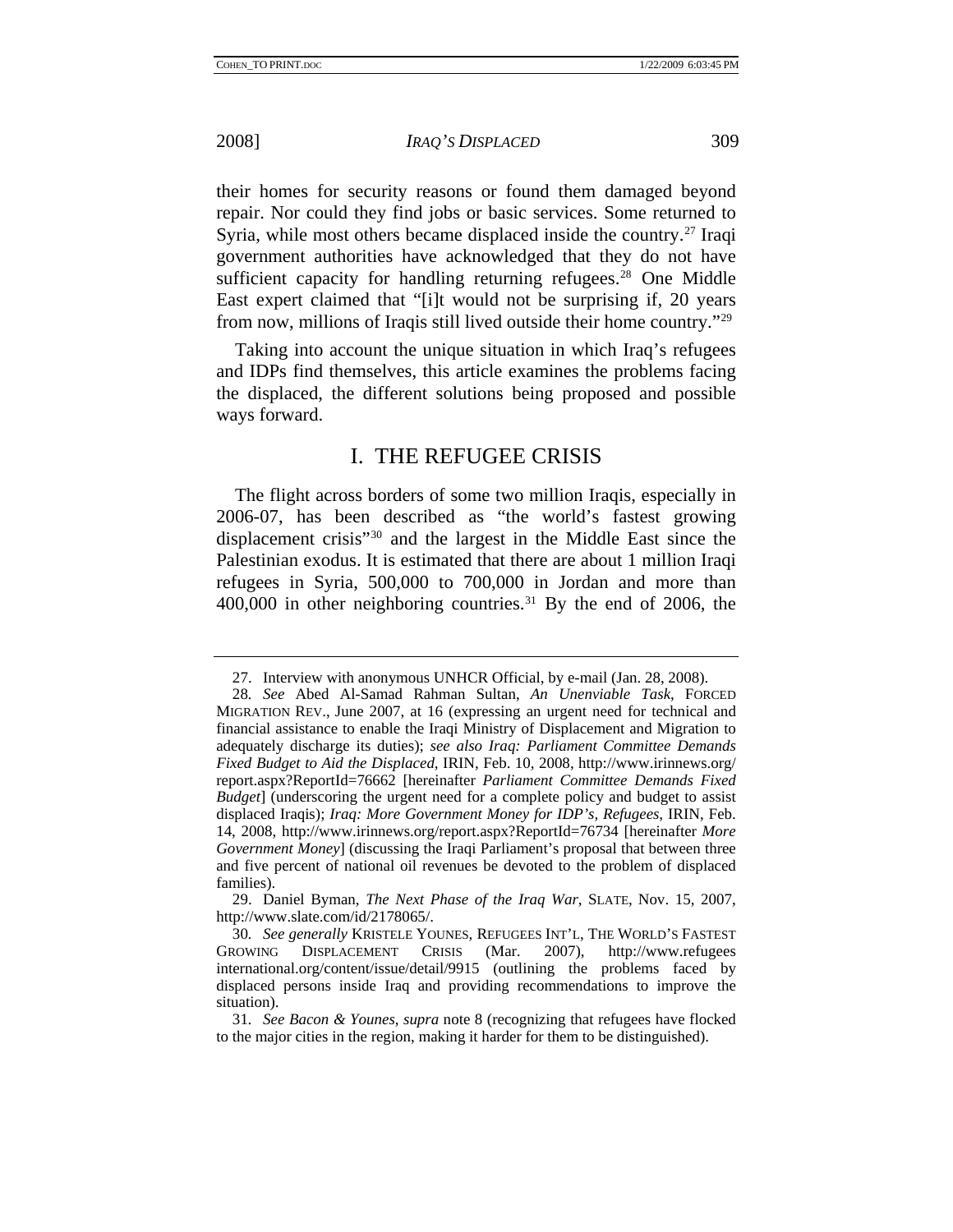their homes for security reasons or found them damaged beyond repair. Nor could they find jobs or basic services. Some returned to Syria, while most others became displaced inside the country.[27] Iraqi government authorities have acknowledged that they do not have sufficient capacity for handling returning refugees.[28] One Middle East expert claimed that "[i]t would not be surprising if, 20 years from now, millions of Iraqis still lived outside their home country."[29]

Taking into account the unique situation in which Iraq's refugees and IDPs find themselves, this article examines the problems facing the displaced, the different solutions being proposed and possible ways forward.

## I. THE REFUGEE CRISIS

The flight across borders of some two million Iraqis, especially in 2006-07, has been described as "the world's fastest growing displacement crisis"[30] and the largest in the Middle East since the Palestinian exodus. It is estimated that there are about 1 million Iraqi refugees in Syria, 500,000 to 700,000 in Jordan and more than 400,000 in other neighboring countries.[31] By the end of 2006, the

---

27. Interview with anonymous UNHCR Official, by e-mail (Jan. 28, 2008).

28. *See* Abed Al-Samad Rahman Sultan, *An Unenviable Task*, FORCED MIGRATION REV., June 2007, at 16 (expressing an urgent need for technical and financial assistance to enable the Iraqi Ministry of Displacement and Migration to adequately discharge its duties); *see also Iraq: Parliament Committee Demands Fixed Budget to Aid the Displaced*, IRIN, Feb. 10, 2008, http://www.irinnews.org/report.aspx?ReportId=76662 [hereinafter *Parliament Committee Demands Fixed Budget*] (underscoring the urgent need for a complete policy and budget to assist displaced Iraqis); *Iraq: More Government Money for IDP's, Refugees*, IRIN, Feb. 14, 2008, http://www.irinnews.org/report.aspx?ReportId=76734 [hereinafter *More Government Money*] (discussing the Iraqi Parliament's proposal that between three and five percent of national oil revenues be devoted to the problem of displaced families).

29. Daniel Byman, *The Next Phase of the Iraq War*, SLATE, Nov. 15, 2007, http://www.slate.com/id/2178065/.

30. *See generally* KRISTELE YOUNES, REFUGEES INT'L, THE WORLD'S FASTEST GROWING DISPLACEMENT CRISIS (Mar. 2007), http://www.refugeesinternational.org/content/issue/detail/9915 (outlining the problems faced by displaced persons inside Iraq and providing recommendations to improve the situation).

31. *See Bacon & Younes*, *supra* note 8 (recognizing that refugees have flocked to the major cities in the region, making it harder for them to be distinguished).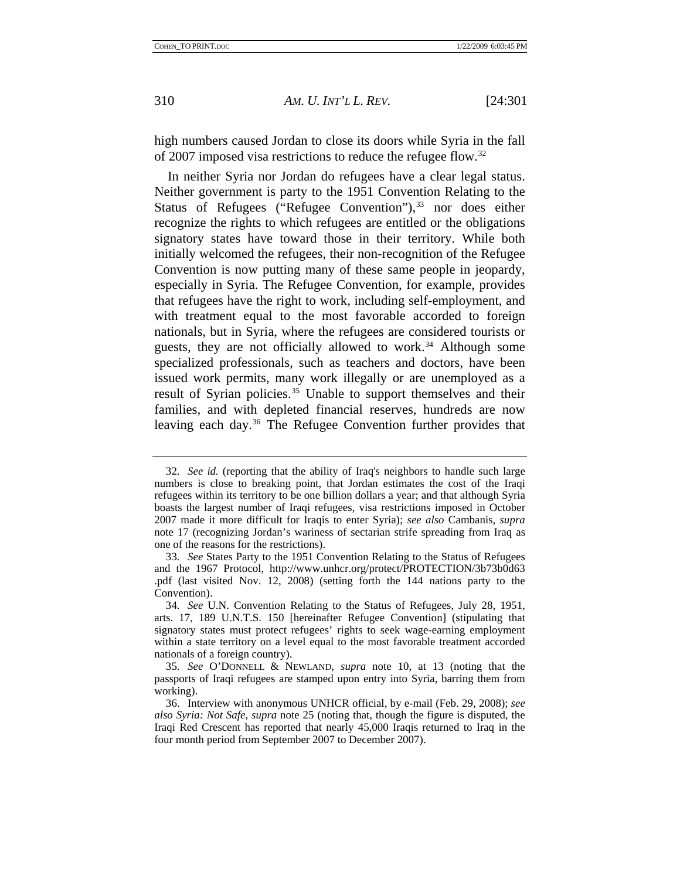high numbers caused Jordan to close its doors while Syria in the fall of 2007 imposed visa restrictions to reduce the refugee flow.[32]

In neither Syria nor Jordan do refugees have a clear legal status. Neither government is party to the 1951 Convention Relating to the Status of Refugees ("Refugee Convention"),[33] nor does either recognize the rights to which refugees are entitled or the obligations signatory states have toward those in their territory. While both initially welcomed the refugees, their non-recognition of the Refugee Convention is now putting many of these same people in jeopardy, especially in Syria. The Refugee Convention, for example, provides that refugees have the right to work, including self-employment, and with treatment equal to the most favorable accorded to foreign nationals, but in Syria, where the refugees are considered tourists or guests, they are not officially allowed to work.[34] Although some specialized professionals, such as teachers and doctors, have been issued work permits, many work illegally or are unemployed as a result of Syrian policies.[35] Unable to support themselves and their families, and with depleted financial reserves, hundreds are now leaving each day.[36] The Refugee Convention further provides that

---

32. *See id.* (reporting that the ability of Iraq's neighbors to handle such large numbers is close to breaking point, that Jordan estimates the cost of the Iraqi refugees within its territory to be one billion dollars a year; and that although Syria boasts the largest number of Iraqi refugees, visa restrictions imposed in October 2007 made it more difficult for Iraqis to enter Syria); *see also* Cambanis, *supra* note 17 (recognizing Jordan's wariness of sectarian strife spreading from Iraq as one of the reasons for the restrictions).

33. *See* States Party to the 1951 Convention Relating to the Status of Refugees and the 1967 Protocol, http://www.unhcr.org/protect/PROTECTION/3b73b0d63.pdf (last visited Nov. 12, 2008) (setting forth the 144 nations party to the Convention).

34. *See* U.N. Convention Relating to the Status of Refugees, July 28, 1951, arts. 17, 189 U.N.T.S. 150 [hereinafter Refugee Convention] (stipulating that signatory states must protect refugees' rights to seek wage-earning employment within a state territory on a level equal to the most favorable treatment accorded nationals of a foreign country).

35. *See* O'DONNELL & NEWLAND, *supra* note 10, at 13 (noting that the passports of Iraqi refugees are stamped upon entry into Syria, barring them from working).

36. Interview with anonymous UNHCR official, by e-mail (Feb. 29, 2008); *see also Syria: Not Safe*, *supra* note 25 (noting that, though the figure is disputed, the Iraqi Red Crescent has reported that nearly 45,000 Iraqis returned to Iraq in the four month period from September 2007 to December 2007).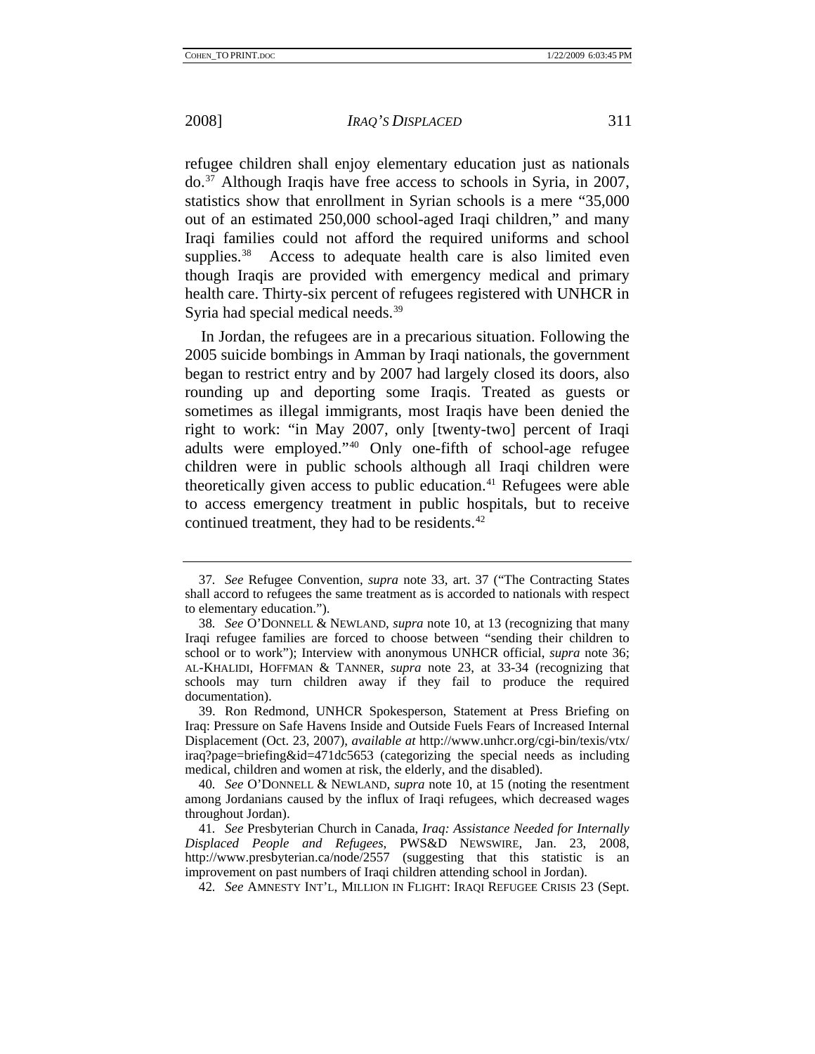refugee children shall enjoy elementary education just as nationals do.[37] Although Iraqis have free access to schools in Syria, in 2007, statistics show that enrollment in Syrian schools is a mere "35,000 out of an estimated 250,000 school-aged Iraqi children," and many Iraqi families could not afford the required uniforms and school supplies.[38] Access to adequate health care is also limited even though Iraqis are provided with emergency medical and primary health care. Thirty-six percent of refugees registered with UNHCR in Syria had special medical needs.[39]

In Jordan, the refugees are in a precarious situation. Following the 2005 suicide bombings in Amman by Iraqi nationals, the government began to restrict entry and by 2007 had largely closed its doors, also rounding up and deporting some Iraqis. Treated as guests or sometimes as illegal immigrants, most Iraqis have been denied the right to work: "in May 2007, only [twenty-two] percent of Iraqi adults were employed."[40] Only one-fifth of school-age refugee children were in public schools although all Iraqi children were theoretically given access to public education.[41] Refugees were able to access emergency treatment in public hospitals, but to receive continued treatment, they had to be residents.[42]

---

37. *See* Refugee Convention, *supra* note 33, art. 37 ("The Contracting States shall accord to refugees the same treatment as is accorded to nationals with respect to elementary education.").

38. *See* O'DONNELL & NEWLAND, *supra* note 10, at 13 (recognizing that many Iraqi refugee families are forced to choose between "sending their children to school or to work"); Interview with anonymous UNHCR official, *supra* note 36; AL-KHALIDI, HOFFMAN & TANNER, *supra* note 23, at 33-34 (recognizing that schools may turn children away if they fail to produce the required documentation).

39. Ron Redmond, UNHCR Spokesperson, Statement at Press Briefing on Iraq: Pressure on Safe Havens Inside and Outside Fuels Fears of Increased Internal Displacement (Oct. 23, 2007), *available at* http://www.unhcr.org/cgi-bin/texis/vtx/iraq?page=briefing&id=471dc5653 (categorizing the special needs as including medical, children and women at risk, the elderly, and the disabled).

40. *See* O'DONNELL & NEWLAND, *supra* note 10, at 15 (noting the resentment among Jordanians caused by the influx of Iraqi refugees, which decreased wages throughout Jordan).

41. *See* Presbyterian Church in Canada, *Iraq: Assistance Needed for Internally Displaced People and Refugees*, PWS&D NEWSWIRE, Jan. 23, 2008, http://www.presbyterian.ca/node/2557 (suggesting that this statistic is an improvement on past numbers of Iraqi children attending school in Jordan).

42. *See* AMNESTY INT'L, MILLION IN FLIGHT: IRAQI REFUGEE CRISIS 23 (Sept.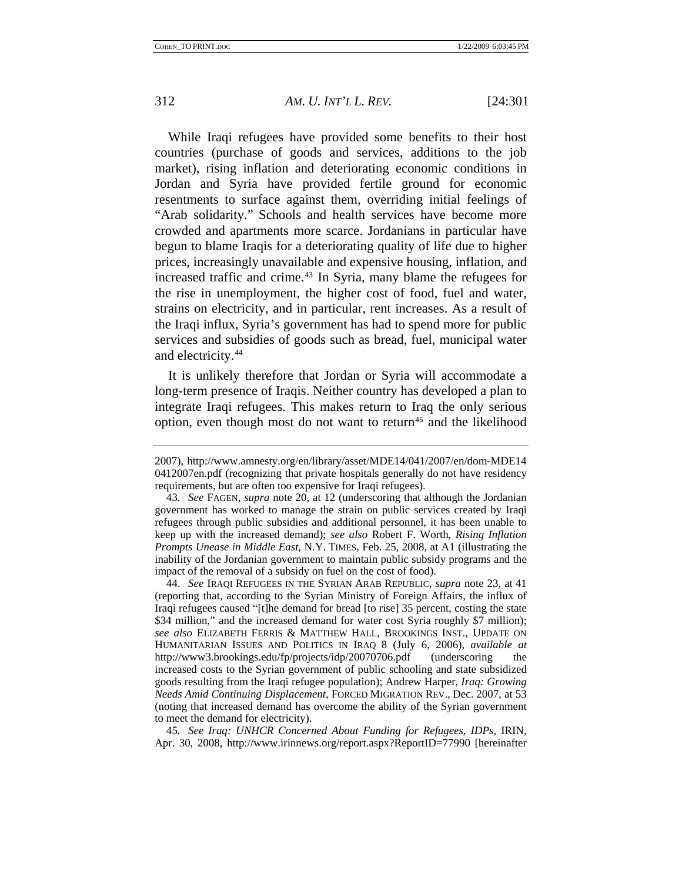While Iraqi refugees have provided some benefits to their host countries (purchase of goods and services, additions to the job market), rising inflation and deteriorating economic conditions in Jordan and Syria have provided fertile ground for economic resentments to surface against them, overriding initial feelings of "Arab solidarity." Schools and health services have become more crowded and apartments more scarce. Jordanians in particular have begun to blame Iraqis for a deteriorating quality of life due to higher prices, increasingly unavailable and expensive housing, inflation, and increased traffic and crime.[43] In Syria, many blame the refugees for the rise in unemployment, the higher cost of food, fuel and water, strains on electricity, and in particular, rent increases. As a result of the Iraqi influx, Syria's government has had to spend more for public services and subsidies of goods such as bread, fuel, municipal water and electricity.[44]

It is unlikely therefore that Jordan or Syria will accommodate a long-term presence of Iraqis. Neither country has developed a plan to integrate Iraqi refugees. This makes return to Iraq the only serious option, even though most do not want to return[45] and the likelihood

---

2007), http://www.amnesty.org/en/library/asset/MDE14/041/2007/en/dom-MDE14 0412007en.pdf (recognizing that private hospitals generally do not have residency requirements, but are often too expensive for Iraqi refugees).

43. *See* FAGEN, *supra* note 20, at 12 (underscoring that although the Jordanian government has worked to manage the strain on public services created by Iraqi refugees through public subsidies and additional personnel, it has been unable to keep up with the increased demand); *see also* Robert F. Worth, *Rising Inflation Prompts Unease in Middle East*, N.Y. TIMES, Feb. 25, 2008, at A1 (illustrating the inability of the Jordanian government to maintain public subsidy programs and the impact of the removal of a subsidy on fuel on the cost of food).

44. *See* IRAQI REFUGEES IN THE SYRIAN ARAB REPUBLIC, *supra* note 23, at 41 (reporting that, according to the Syrian Ministry of Foreign Affairs, the influx of Iraqi refugees caused "[t]he demand for bread [to rise] 35 percent, costing the state $34 million," and the increased demand for water cost Syria roughly $7 million); *see also* ELIZABETH FERRIS & MATTHEW HALL, BROOKINGS INST., UPDATE ON HUMANITARIAN ISSUES AND POLITICS IN IRAQ 8 (July 6, 2006), *available at* http://www3.brookings.edu/fp/projects/idp/20070706.pdf (underscoring the increased costs to the Syrian government of public schooling and state subsidized goods resulting from the Iraqi refugee population); Andrew Harper, *Iraq: Growing Needs Amid Continuing Displacement*, FORCED MIGRATION REV., Dec. 2007, at 53 (noting that increased demand has overcome the ability of the Syrian government to meet the demand for electricity).

45. *See Iraq: UNHCR Concerned About Funding for Refugees, IDPs*, IRIN, Apr. 30, 2008, http://www.irinnews.org/report.aspx?ReportID=77990 [hereinafter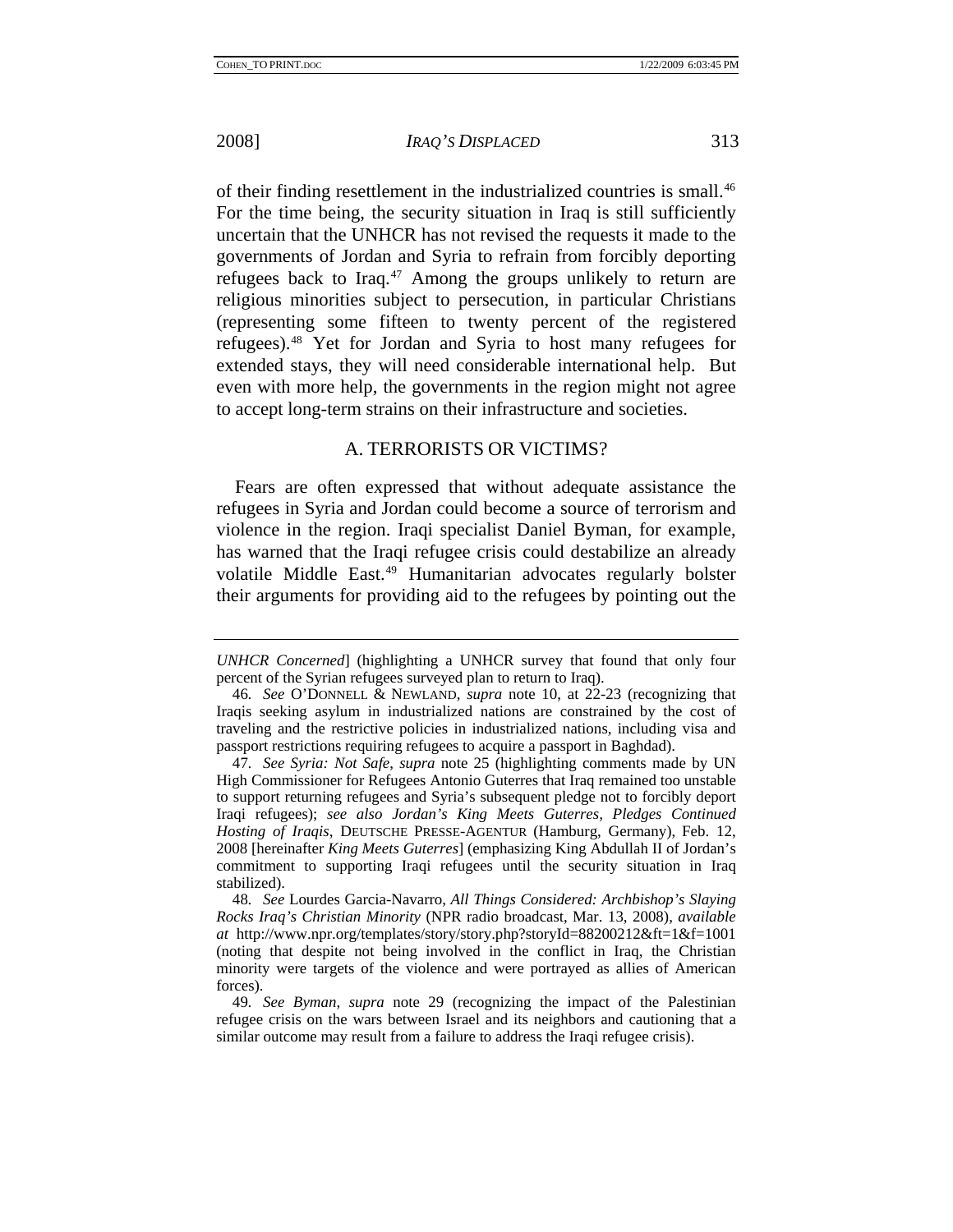of their finding resettlement in the industrialized countries is small.[46] For the time being, the security situation in Iraq is still sufficiently uncertain that the UNHCR has not revised the requests it made to the governments of Jordan and Syria to refrain from forcibly deporting refugees back to Iraq.[47] Among the groups unlikely to return are religious minorities subject to persecution, in particular Christians (representing some fifteen to twenty percent of the registered refugees).[48] Yet for Jordan and Syria to host many refugees for extended stays, they will need considerable international help. But even with more help, the governments in the region might not agree to accept long-term strains on their infrastructure and societies.

## A. TERRORISTS OR VICTIMS?

Fears are often expressed that without adequate assistance the refugees in Syria and Jordan could become a source of terrorism and violence in the region. Iraqi specialist Daniel Byman, for example, has warned that the Iraqi refugee crisis could destabilize an already volatile Middle East.[49] Humanitarian advocates regularly bolster their arguments for providing aid to the refugees by pointing out the

---

*UNHCR Concerned*] (highlighting a UNHCR survey that found that only four percent of the Syrian refugees surveyed plan to return to Iraq).

46. *See* O'DONNELL & NEWLAND, *supra* note 10, at 22-23 (recognizing that Iraqis seeking asylum in industrialized nations are constrained by the cost of traveling and the restrictive policies in industrialized nations, including visa and passport restrictions requiring refugees to acquire a passport in Baghdad).

47. *See Syria: Not Safe*, *supra* note 25 (highlighting comments made by UN High Commissioner for Refugees Antonio Guterres that Iraq remained too unstable to support returning refugees and Syria's subsequent pledge not to forcibly deport Iraqi refugees); *see also Jordan's King Meets Guterres, Pledges Continued Hosting of Iraqis*, DEUTSCHE PRESSE-AGENTUR (Hamburg, Germany), Feb. 12, 2008 [hereinafter *King Meets Guterres*] (emphasizing King Abdullah II of Jordan's commitment to supporting Iraqi refugees until the security situation in Iraq stabilized).

48. *See* Lourdes Garcia-Navarro, *All Things Considered: Archbishop's Slaying Rocks Iraq's Christian Minority* (NPR radio broadcast, Mar. 13, 2008), *available at* http://www.npr.org/templates/story/story.php?storyId=88200212&ft=1&f=1001 (noting that despite not being involved in the conflict in Iraq, the Christian minority were targets of the violence and were portrayed as allies of American forces).

49. *See Byman*, *supra* note 29 (recognizing the impact of the Palestinian refugee crisis on the wars between Israel and its neighbors and cautioning that a similar outcome may result from a failure to address the Iraqi refugee crisis).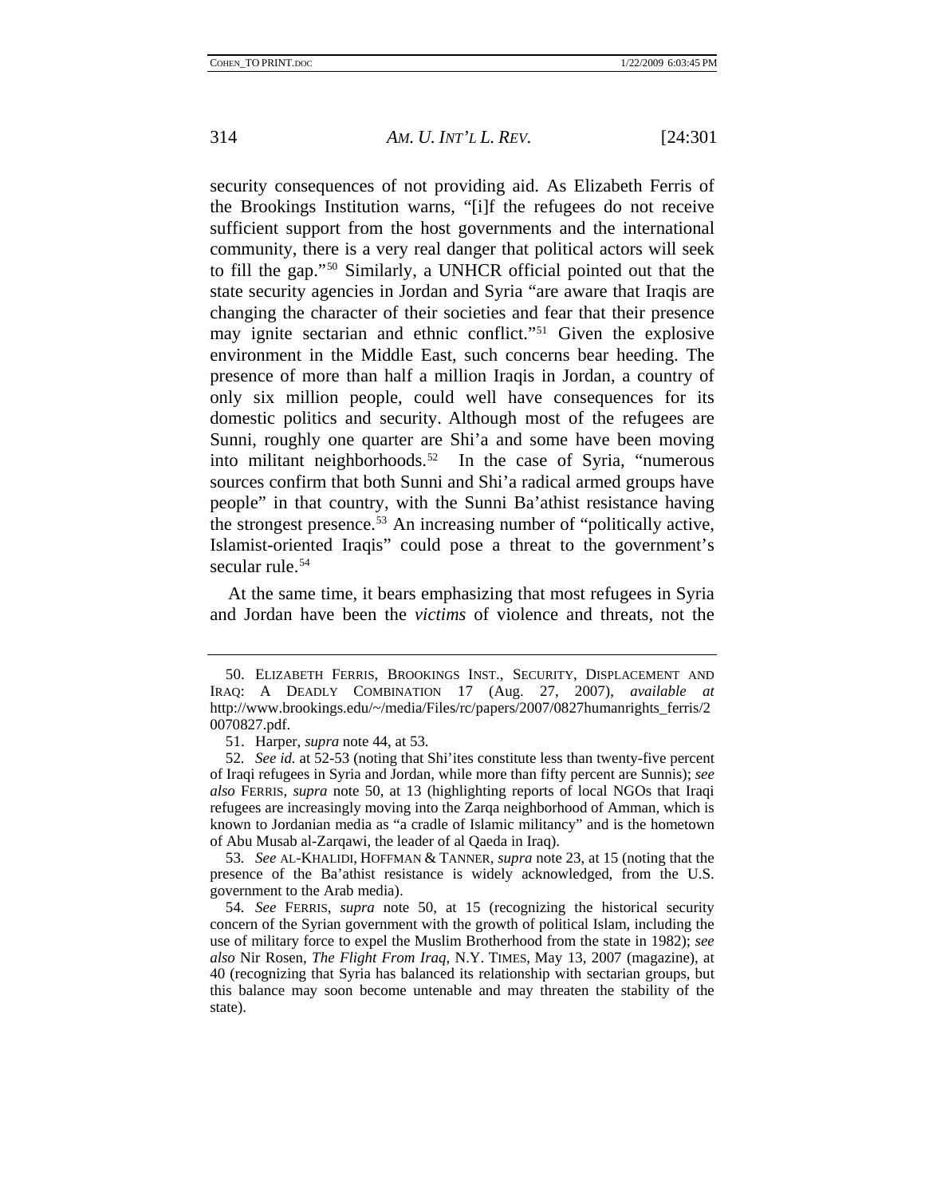security consequences of not providing aid. As Elizabeth Ferris of the Brookings Institution warns, "[i]f the refugees do not receive sufficient support from the host governments and the international community, there is a very real danger that political actors will seek to fill the gap."[50] Similarly, a UNHCR official pointed out that the state security agencies in Jordan and Syria "are aware that Iraqis are changing the character of their societies and fear that their presence may ignite sectarian and ethnic conflict."[51] Given the explosive environment in the Middle East, such concerns bear heeding. The presence of more than half a million Iraqis in Jordan, a country of only six million people, could well have consequences for its domestic politics and security. Although most of the refugees are Sunni, roughly one quarter are Shi'a and some have been moving into militant neighborhoods.[52] In the case of Syria, "numerous sources confirm that both Sunni and Shi'a radical armed groups have people" in that country, with the Sunni Ba'athist resistance having the strongest presence.[53] An increasing number of "politically active, Islamist-oriented Iraqis" could pose a threat to the government's secular rule.[54]

At the same time, it bears emphasizing that most refugees in Syria and Jordan have been the *victims* of violence and threats, not the

---

50. ELIZABETH FERRIS, BROOKINGS INST., SECURITY, DISPLACEMENT AND IRAQ: A DEADLY COMBINATION 17 (Aug. 27, 2007), *available at* http://www.brookings.edu/~/media/Files/rc/papers/2007/0827humanrights_ferris/20070827.pdf.

51. Harper, *supra* note 44, at 53.

52. *See id.* at 52-53 (noting that Shi'ites constitute less than twenty-five percent of Iraqi refugees in Syria and Jordan, while more than fifty percent are Sunnis); *see also* FERRIS, *supra* note 50, at 13 (highlighting reports of local NGOs that Iraqi refugees are increasingly moving into the Zarqa neighborhood of Amman, which is known to Jordanian media as "a cradle of Islamic militancy" and is the hometown of Abu Musab al-Zarqawi, the leader of al Qaeda in Iraq).

53. *See* AL-KHALIDI, HOFFMAN & TANNER, *supra* note 23, at 15 (noting that the presence of the Ba'athist resistance is widely acknowledged, from the U.S. government to the Arab media).

54. *See* FERRIS, *supra* note 50, at 15 (recognizing the historical security concern of the Syrian government with the growth of political Islam, including the use of military force to expel the Muslim Brotherhood from the state in 1982); *see also* Nir Rosen, *The Flight From Iraq*, N.Y. TIMES, May 13, 2007 (magazine), at 40 (recognizing that Syria has balanced its relationship with sectarian groups, but this balance may soon become untenable and may threaten the stability of the state).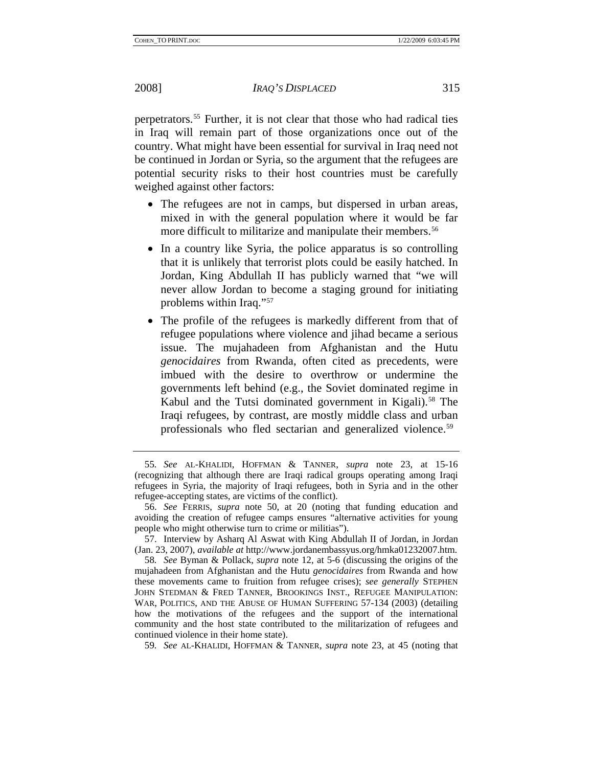perpetrators.[55] Further, it is not clear that those who had radical ties in Iraq will remain part of those organizations once out of the country. What might have been essential for survival in Iraq need not be continued in Jordan or Syria, so the argument that the refugees are potential security risks to their host countries must be carefully weighed against other factors:

- The refugees are not in camps, but dispersed in urban areas, mixed in with the general population where it would be far more difficult to militarize and manipulate their members.[56]
- In a country like Syria, the police apparatus is so controlling that it is unlikely that terrorist plots could be easily hatched. In Jordan, King Abdullah II has publicly warned that "we will never allow Jordan to become a staging ground for initiating problems within Iraq."[57]
- The profile of the refugees is markedly different from that of refugee populations where violence and jihad became a serious issue. The mujahadeen from Afghanistan and the Hutu *genocidaires* from Rwanda, often cited as precedents, were imbued with the desire to overthrow or undermine the governments left behind (e.g., the Soviet dominated regime in Kabul and the Tutsi dominated government in Kigali).[58] The Iraqi refugees, by contrast, are mostly middle class and urban professionals who fled sectarian and generalized violence.[59]

---

55. *See* AL-KHALIDI, HOFFMAN & TANNER, *supra* note 23, at 15-16 (recognizing that although there are Iraqi radical groups operating among Iraqi refugees in Syria, the majority of Iraqi refugees, both in Syria and in the other refugee-accepting states, are victims of the conflict).

56. *See* FERRIS, *supra* note 50, at 20 (noting that funding education and avoiding the creation of refugee camps ensures "alternative activities for young people who might otherwise turn to crime or militias").

57. Interview by Asharq Al Aswat with King Abdullah II of Jordan, in Jordan (Jan. 23, 2007), *available at* http://www.jordanembassyus.org/hmka01232007.htm.

58. *See* Byman & Pollack, *supra* note 12, at 5-6 (discussing the origins of the mujahadeen from Afghanistan and the Hutu *genocidaires* from Rwanda and how these movements came to fruition from refugee crises); *see generally* STEPHEN JOHN STEDMAN & FRED TANNER, BROOKINGS INST., REFUGEE MANIPULATION: WAR, POLITICS, AND THE ABUSE OF HUMAN SUFFERING 57-134 (2003) (detailing how the motivations of the refugees and the support of the international community and the host state contributed to the militarization of refugees and continued violence in their home state).

59. *See* AL-KHALIDI, HOFFMAN & TANNER, *supra* note 23, at 45 (noting that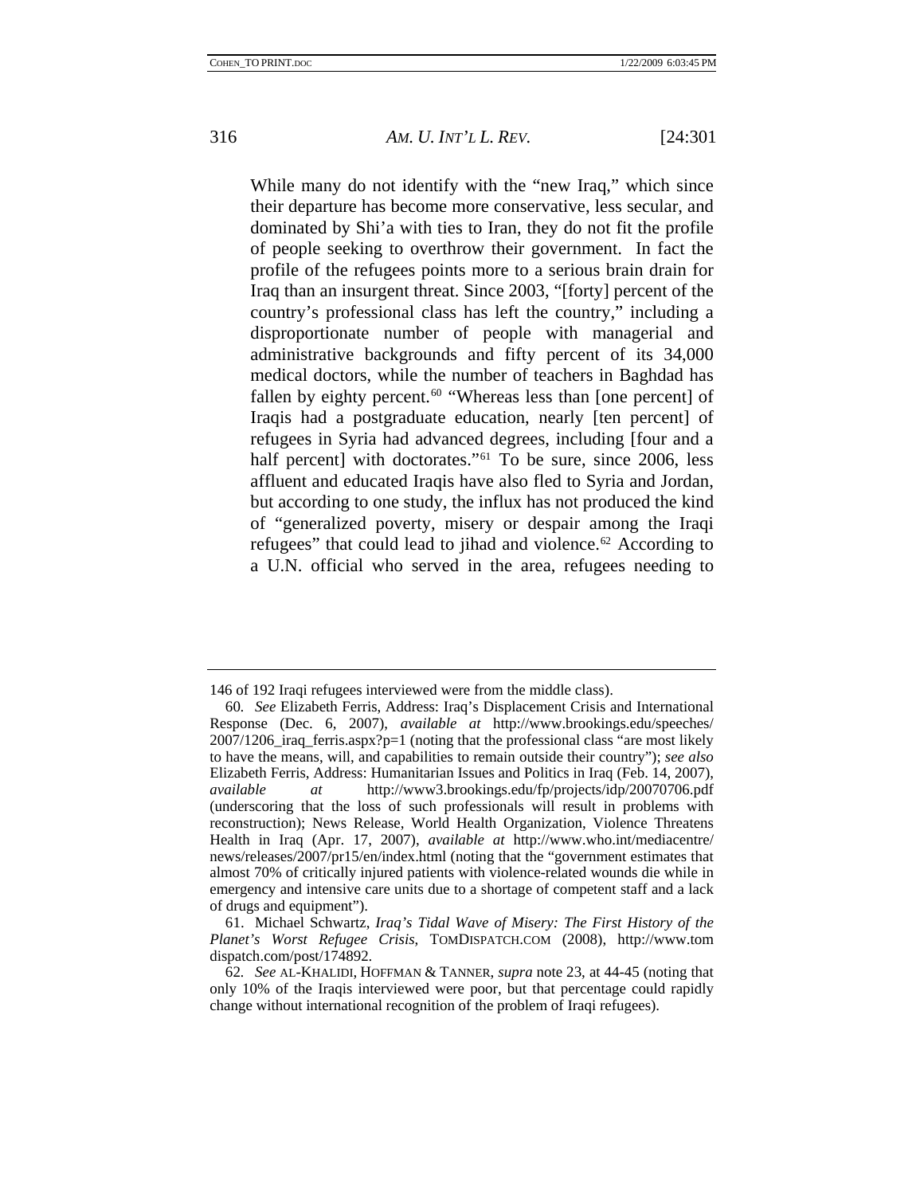While many do not identify with the "new Iraq," which since their departure has become more conservative, less secular, and dominated by Shi'a with ties to Iran, they do not fit the profile of people seeking to overthrow their government. In fact the profile of the refugees points more to a serious brain drain for Iraq than an insurgent threat. Since 2003, "[forty] percent of the country's professional class has left the country," including a disproportionate number of people with managerial and administrative backgrounds and fifty percent of its 34,000 medical doctors, while the number of teachers in Baghdad has fallen by eighty percent.[60] "Whereas less than [one percent] of Iraqis had a postgraduate education, nearly [ten percent] of refugees in Syria had advanced degrees, including [four and a half percent] with doctorates."[61] To be sure, since 2006, less affluent and educated Iraqis have also fled to Syria and Jordan, but according to one study, the influx has not produced the kind of "generalized poverty, misery or despair among the Iraqi refugees" that could lead to jihad and violence.[62] According to a U.N. official who served in the area, refugees needing to

---

146 of 192 Iraqi refugees interviewed were from the middle class).

60. *See* Elizabeth Ferris, Address: Iraq's Displacement Crisis and International Response (Dec. 6, 2007), *available at* http://www.brookings.edu/speeches/2007/1206_iraq_ferris.aspx?p=1 (noting that the professional class "are most likely to have the means, will, and capabilities to remain outside their country"); *see also* Elizabeth Ferris, Address: Humanitarian Issues and Politics in Iraq (Feb. 14, 2007), *available at* http://www3.brookings.edu/fp/projects/idp/20070706.pdf (underscoring that the loss of such professionals will result in problems with reconstruction); News Release, World Health Organization, Violence Threatens Health in Iraq (Apr. 17, 2007), *available at* http://www.who.int/mediacentre/news/releases/2007/pr15/en/index.html (noting that the "government estimates that almost 70% of critically injured patients with violence-related wounds die while in emergency and intensive care units due to a shortage of competent staff and a lack of drugs and equipment").

61. Michael Schwartz, *Iraq's Tidal Wave of Misery: The First History of the Planet's Worst Refugee Crisis*, TOMDISPATCH.COM (2008), http://www.tomdispatch.com/post/174892.

62. *See* AL-KHALIDI, HOFFMAN & TANNER, *supra* note 23, at 44-45 (noting that only 10% of the Iraqis interviewed were poor, but that percentage could rapidly change without international recognition of the problem of Iraqi refugees).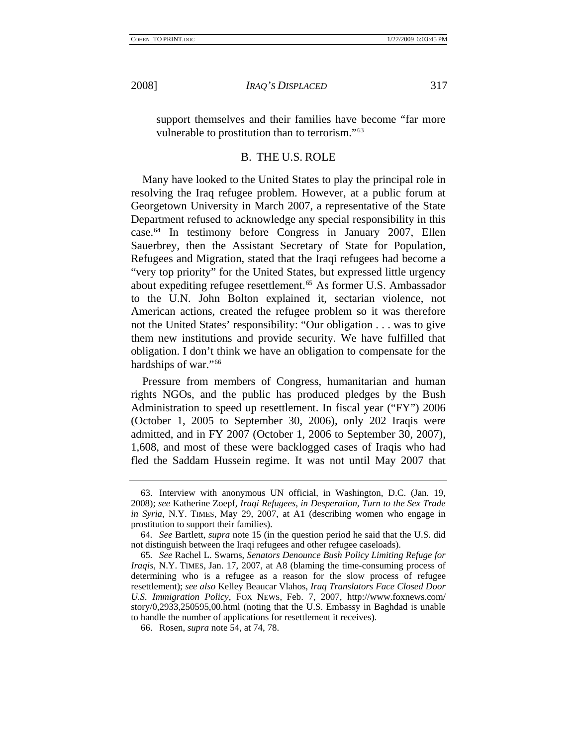support themselves and their families have become "far more vulnerable to prostitution than to terrorism."[63]

## B. THE U.S. ROLE

Many have looked to the United States to play the principal role in resolving the Iraq refugee problem. However, at a public forum at Georgetown University in March 2007, a representative of the State Department refused to acknowledge any special responsibility in this case.[64] In testimony before Congress in January 2007, Ellen Sauerbrey, then the Assistant Secretary of State for Population, Refugees and Migration, stated that the Iraqi refugees had become a "very top priority" for the United States, but expressed little urgency about expediting refugee resettlement.[65] As former U.S. Ambassador to the U.N. John Bolton explained it, sectarian violence, not American actions, created the refugee problem so it was therefore not the United States' responsibility: "Our obligation . . . was to give them new institutions and provide security. We have fulfilled that obligation. I don't think we have an obligation to compensate for the hardships of war."[66]

Pressure from members of Congress, humanitarian and human rights NGOs, and the public has produced pledges by the Bush Administration to speed up resettlement. In fiscal year ("FY") 2006 (October 1, 2005 to September 30, 2006), only 202 Iraqis were admitted, and in FY 2007 (October 1, 2006 to September 30, 2007), 1,608, and most of these were backlogged cases of Iraqis who had fled the Saddam Hussein regime. It was not until May 2007 that

---

63. Interview with anonymous UN official, in Washington, D.C. (Jan. 19, 2008); *see* Katherine Zoepf, *Iraqi Refugees, in Desperation, Turn to the Sex Trade in Syria*, N.Y. TIMES, May 29, 2007, at A1 (describing women who engage in prostitution to support their families).

64. *See* Bartlett, *supra* note 15 (in the question period he said that the U.S. did not distinguish between the Iraqi refugees and other refugee caseloads).

65. *See* Rachel L. Swarns, *Senators Denounce Bush Policy Limiting Refuge for Iraqis*, N.Y. TIMES, Jan. 17, 2007, at A8 (blaming the time-consuming process of determining who is a refugee as a reason for the slow process of refugee resettlement); *see also* Kelley Beaucar Vlahos, *Iraq Translators Face Closed Door U.S. Immigration Policy*, FOX NEWS, Feb. 7, 2007, http://www.foxnews.com/story/0,2933,250595,00.html (noting that the U.S. Embassy in Baghdad is unable to handle the number of applications for resettlement it receives).

66. Rosen, *supra* note 54, at 74, 78.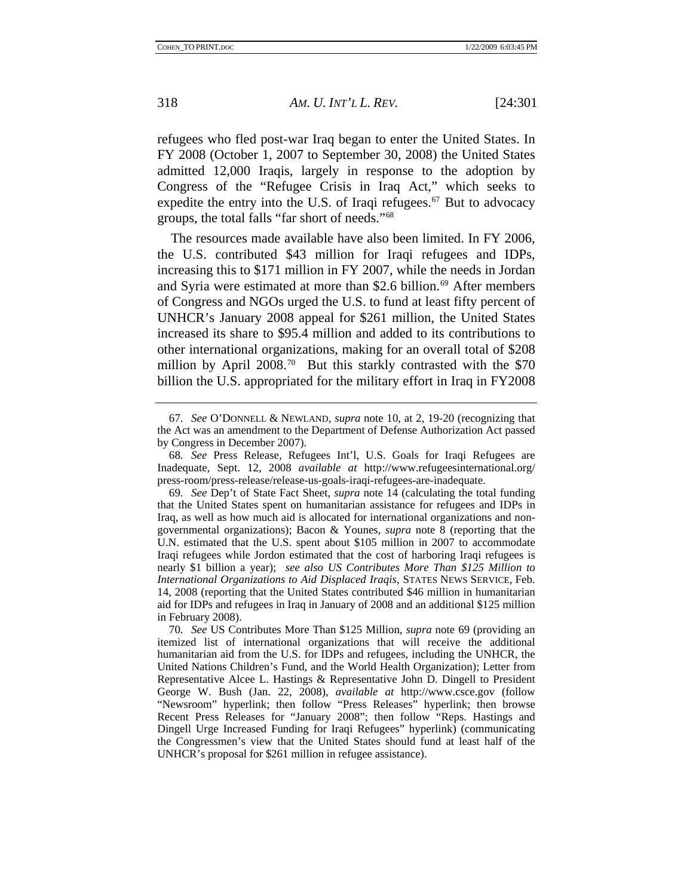refugees who fled post-war Iraq began to enter the United States. In FY 2008 (October 1, 2007 to September 30, 2008) the United States admitted 12,000 Iraqis, largely in response to the adoption by Congress of the "Refugee Crisis in Iraq Act," which seeks to expedite the entry into the U.S. of Iraqi refugees.[67] But to advocacy groups, the total falls "far short of needs."[68]

The resources made available have also been limited. In FY 2006, the U.S. contributed $43 million for Iraqi refugees and IDPs, increasing this to $171 million in FY 2007, while the needs in Jordan and Syria were estimated at more than $2.6 billion.[69] After members of Congress and NGOs urged the U.S. to fund at least fifty percent of UNHCR's January 2008 appeal for $261 million, the United States increased its share to $95.4 million and added to its contributions to other international organizations, making for an overall total of $208 million by April 2008.[70] But this starkly contrasted with the $70 billion the U.S. appropriated for the military effort in Iraq in FY2008

---

67. *See* O'DONNELL & NEWLAND, *supra* note 10, at 2, 19-20 (recognizing that the Act was an amendment to the Department of Defense Authorization Act passed by Congress in December 2007).

68. *See* Press Release, Refugees Int'l, U.S. Goals for Iraqi Refugees are Inadequate, Sept. 12, 2008 *available at* http://www.refugeesinternational.org/press-room/press-release/release-us-goals-iraqi-refugees-are-inadequate.

69. *See* Dep't of State Fact Sheet, *supra* note 14 (calculating the total funding that the United States spent on humanitarian assistance for refugees and IDPs in Iraq, as well as how much aid is allocated for international organizations and non-governmental organizations); Bacon & Younes, *supra* note 8 (reporting that the U.N. estimated that the U.S. spent about $105 million in 2007 to accommodate Iraqi refugees while Jordon estimated that the cost of harboring Iraqi refugees is nearly $1 billion a year); *see also US Contributes More Than $125 Million to International Organizations to Aid Displaced Iraqis*, STATES NEWS SERVICE, Feb. 14, 2008 (reporting that the United States contributed $46 million in humanitarian aid for IDPs and refugees in Iraq in January of 2008 and an additional $125 million in February 2008).

70. *See* US Contributes More Than $125 Million, *supra* note 69 (providing an itemized list of international organizations that will receive the additional humanitarian aid from the U.S. for IDPs and refugees, including the UNHCR, the United Nations Children's Fund, and the World Health Organization); Letter from Representative Alcee L. Hastings & Representative John D. Dingell to President George W. Bush (Jan. 22, 2008), *available at* http://www.csce.gov (follow "Newsroom" hyperlink; then follow "Press Releases" hyperlink; then browse Recent Press Releases for "January 2008"; then follow "Reps. Hastings and Dingell Urge Increased Funding for Iraqi Refugees" hyperlink) (communicating the Congressmen's view that the United States should fund at least half of the UNHCR's proposal for $261 million in refugee assistance).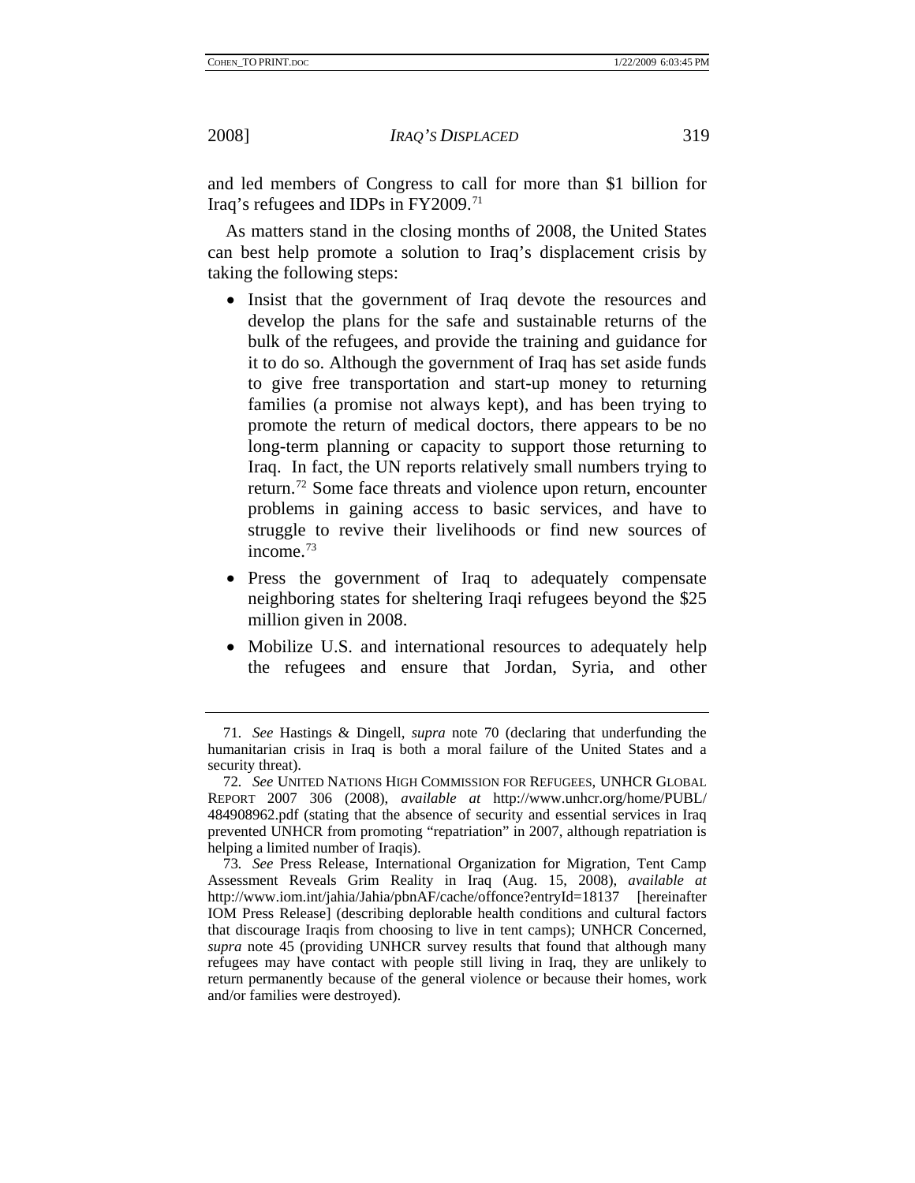and led members of Congress to call for more than $1 billion for Iraq's refugees and IDPs in FY2009.[71]

As matters stand in the closing months of 2008, the United States can best help promote a solution to Iraq's displacement crisis by taking the following steps:

- Insist that the government of Iraq devote the resources and develop the plans for the safe and sustainable returns of the bulk of the refugees, and provide the training and guidance for it to do so. Although the government of Iraq has set aside funds to give free transportation and start-up money to returning families (a promise not always kept), and has been trying to promote the return of medical doctors, there appears to be no long-term planning or capacity to support those returning to Iraq. In fact, the UN reports relatively small numbers trying to return.[72] Some face threats and violence upon return, encounter problems in gaining access to basic services, and have to struggle to revive their livelihoods or find new sources of income.[73]
- Press the government of Iraq to adequately compensate neighboring states for sheltering Iraqi refugees beyond the $25 million given in 2008.
- Mobilize U.S. and international resources to adequately help the refugees and ensure that Jordan, Syria, and other

---

71. *See* Hastings & Dingell, *supra* note 70 (declaring that underfunding the humanitarian crisis in Iraq is both a moral failure of the United States and a security threat).

72. *See* UNITED NATIONS HIGH COMMISSION FOR REFUGEES, UNHCR GLOBAL REPORT 2007 306 (2008), *available at* http://www.unhcr.org/home/PUBL/484908962.pdf (stating that the absence of security and essential services in Iraq prevented UNHCR from promoting "repatriation" in 2007, although repatriation is helping a limited number of Iraqis).

73. *See* Press Release, International Organization for Migration, Tent Camp Assessment Reveals Grim Reality in Iraq (Aug. 15, 2008), *available at* http://www.iom.int/jahia/Jahia/pbnAF/cache/offonce?entryId=18137 [hereinafter IOM Press Release] (describing deplorable health conditions and cultural factors that discourage Iraqis from choosing to live in tent camps); UNHCR Concerned, *supra* note 45 (providing UNHCR survey results that found that although many refugees may have contact with people still living in Iraq, they are unlikely to return permanently because of the general violence or because their homes, work and/or families were destroyed).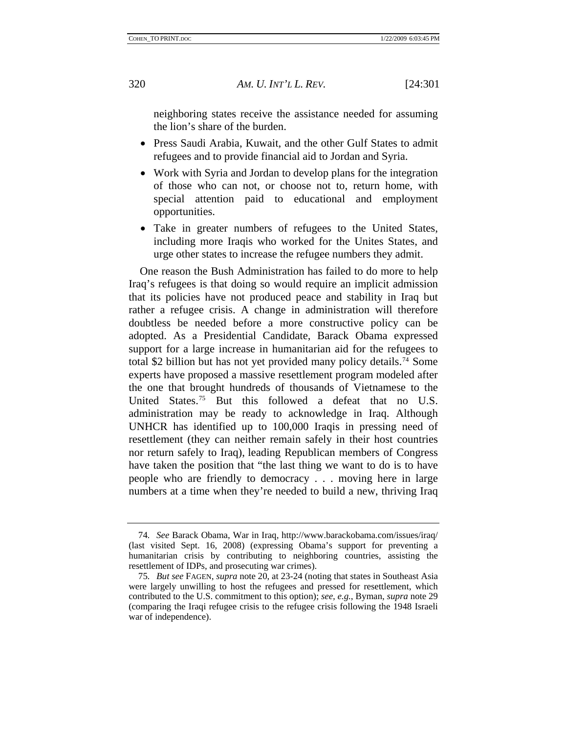neighboring states receive the assistance needed for assuming the lion's share of the burden.

- Press Saudi Arabia, Kuwait, and the other Gulf States to admit refugees and to provide financial aid to Jordan and Syria.
- Work with Syria and Jordan to develop plans for the integration of those who can not, or choose not to, return home, with special attention paid to educational and employment opportunities.
- Take in greater numbers of refugees to the United States, including more Iraqis who worked for the Unites States, and urge other states to increase the refugee numbers they admit.

One reason the Bush Administration has failed to do more to help Iraq's refugees is that doing so would require an implicit admission that its policies have not produced peace and stability in Iraq but rather a refugee crisis. A change in administration will therefore doubtless be needed before a more constructive policy can be adopted. As a Presidential Candidate, Barack Obama expressed support for a large increase in humanitarian aid for the refugees to total $2 billion but has not yet provided many policy details.[74] Some experts have proposed a massive resettlement program modeled after the one that brought hundreds of thousands of Vietnamese to the United States.[75] But this followed a defeat that no U.S. administration may be ready to acknowledge in Iraq. Although UNHCR has identified up to 100,000 Iraqis in pressing need of resettlement (they can neither remain safely in their host countries nor return safely to Iraq), leading Republican members of Congress have taken the position that "the last thing we want to do is to have people who are friendly to democracy . . . moving here in large numbers at a time when they're needed to build a new, thriving Iraq

---

74. *See* Barack Obama, War in Iraq, http://www.barackobama.com/issues/iraq/ (last visited Sept. 16, 2008) (expressing Obama's support for preventing a humanitarian crisis by contributing to neighboring countries, assisting the resettlement of IDPs, and prosecuting war crimes).

75. *But see* FAGEN, *supra* note 20, at 23-24 (noting that states in Southeast Asia were largely unwilling to host the refugees and pressed for resettlement, which contributed to the U.S. commitment to this option); *see, e.g.*, Byman, *supra* note 29 (comparing the Iraqi refugee crisis to the refugee crisis following the 1948 Israeli war of independence).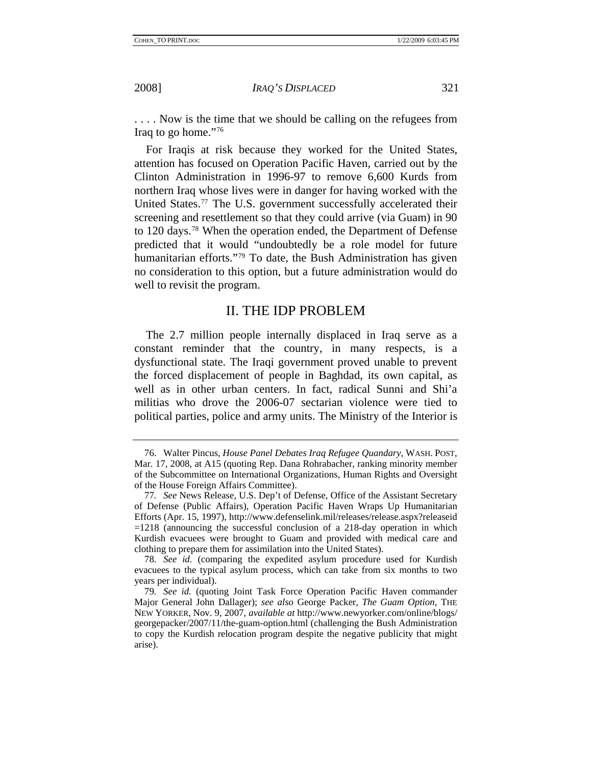. . . . Now is the time that we should be calling on the refugees from Iraq to go home."[76]

For Iraqis at risk because they worked for the United States, attention has focused on Operation Pacific Haven, carried out by the Clinton Administration in 1996-97 to remove 6,600 Kurds from northern Iraq whose lives were in danger for having worked with the United States.[77] The U.S. government successfully accelerated their screening and resettlement so that they could arrive (via Guam) in 90 to 120 days.[78] When the operation ended, the Department of Defense predicted that it would "undoubtedly be a role model for future humanitarian efforts."[79] To date, the Bush Administration has given no consideration to this option, but a future administration would do well to revisit the program.

## II. THE IDP PROBLEM

The 2.7 million people internally displaced in Iraq serve as a constant reminder that the country, in many respects, is a dysfunctional state. The Iraqi government proved unable to prevent the forced displacement of people in Baghdad, its own capital, as well as in other urban centers. In fact, radical Sunni and Shi'a militias who drove the 2006-07 sectarian violence were tied to political parties, police and army units. The Ministry of the Interior is

---

76. Walter Pincus, *House Panel Debates Iraq Refugee Quandary*, WASH. POST, Mar. 17, 2008, at A15 (quoting Rep. Dana Rohrabacher, ranking minority member of the Subcommittee on International Organizations, Human Rights and Oversight of the House Foreign Affairs Committee).

77. *See* News Release, U.S. Dep't of Defense, Office of the Assistant Secretary of Defense (Public Affairs), Operation Pacific Haven Wraps Up Humanitarian Efforts (Apr. 15, 1997), http://www.defenselink.mil/releases/release.aspx?releaseid=1218 (announcing the successful conclusion of a 218-day operation in which Kurdish evacuees were brought to Guam and provided with medical care and clothing to prepare them for assimilation into the United States).

78. *See id.* (comparing the expedited asylum procedure used for Kurdish evacuees to the typical asylum process, which can take from six months to two years per individual).

79. *See id.* (quoting Joint Task Force Operation Pacific Haven commander Major General John Dallager); *see also* George Packer, *The Guam Option*, THE NEW YORKER, Nov. 9, 2007, *available at* http://www.newyorker.com/online/blogs/georgepacker/2007/11/the-guam-option.html (challenging the Bush Administration to copy the Kurdish relocation program despite the negative publicity that might arise).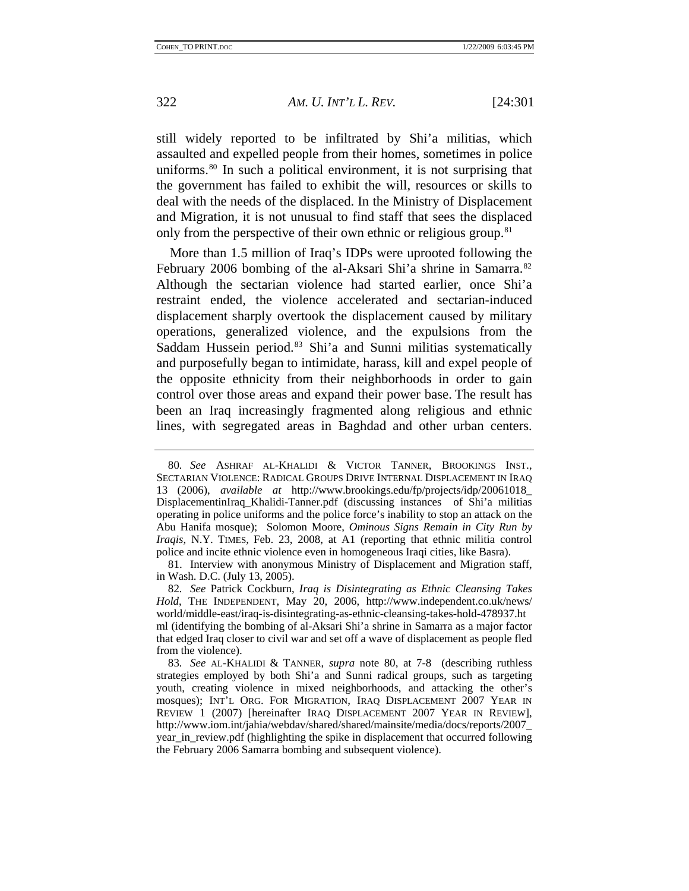still widely reported to be infiltrated by Shi'a militias, which assaulted and expelled people from their homes, sometimes in police uniforms.[80] In such a political environment, it is not surprising that the government has failed to exhibit the will, resources or skills to deal with the needs of the displaced. In the Ministry of Displacement and Migration, it is not unusual to find staff that sees the displaced only from the perspective of their own ethnic or religious group.[81]

More than 1.5 million of Iraq's IDPs were uprooted following the February 2006 bombing of the al-Aksari Shi'a shrine in Samarra.[82] Although the sectarian violence had started earlier, once Shi'a restraint ended, the violence accelerated and sectarian-induced displacement sharply overtook the displacement caused by military operations, generalized violence, and the expulsions from the Saddam Hussein period.[83] Shi'a and Sunni militias systematically and purposefully began to intimidate, harass, kill and expel people of the opposite ethnicity from their neighborhoods in order to gain control over those areas and expand their power base. The result has been an Iraq increasingly fragmented along religious and ethnic lines, with segregated areas in Baghdad and other urban centers.

---

80. *See* ASHRAF AL-KHALIDI & VICTOR TANNER, BROOKINGS INST., SECTARIAN VIOLENCE: RADICAL GROUPS DRIVE INTERNAL DISPLACEMENT IN IRAQ 13 (2006), *available at* http://www.brookings.edu/fp/projects/idp/20061018_DisplacementinIraq_Khalidi-Tanner.pdf (discussing instances of Shi'a militias operating in police uniforms and the police force's inability to stop an attack on the Abu Hanifa mosque); Solomon Moore, *Ominous Signs Remain in City Run by Iraqis*, N.Y. TIMES, Feb. 23, 2008, at A1 (reporting that ethnic militia control police and incite ethnic violence even in homogeneous Iraqi cities, like Basra).

81. Interview with anonymous Ministry of Displacement and Migration staff, in Wash. D.C. (July 13, 2005).

82. *See* Patrick Cockburn, *Iraq is Disintegrating as Ethnic Cleansing Takes Hold*, THE INDEPENDENT, May 20, 2006, http://www.independent.co.uk/news/world/middle-east/iraq-is-disintegrating-as-ethnic-cleansing-takes-hold-478937.html (identifying the bombing of al-Aksari Shi'a shrine in Samarra as a major factor that edged Iraq closer to civil war and set off a wave of displacement as people fled from the violence).

83. *See* AL-KHALIDI & TANNER, *supra* note 80, at 7-8 (describing ruthless strategies employed by both Shi'a and Sunni radical groups, such as targeting youth, creating violence in mixed neighborhoods, and attacking the other's mosques); INT'L ORG. FOR MIGRATION, IRAQ DISPLACEMENT 2007 YEAR IN REVIEW 1 (2007) [hereinafter IRAQ DISPLACEMENT 2007 YEAR IN REVIEW], http://www.iom.int/jahia/webdav/shared/shared/mainsite/media/docs/reports/2007_year_in_review.pdf (highlighting the spike in displacement that occurred following the February 2006 Samarra bombing and subsequent violence).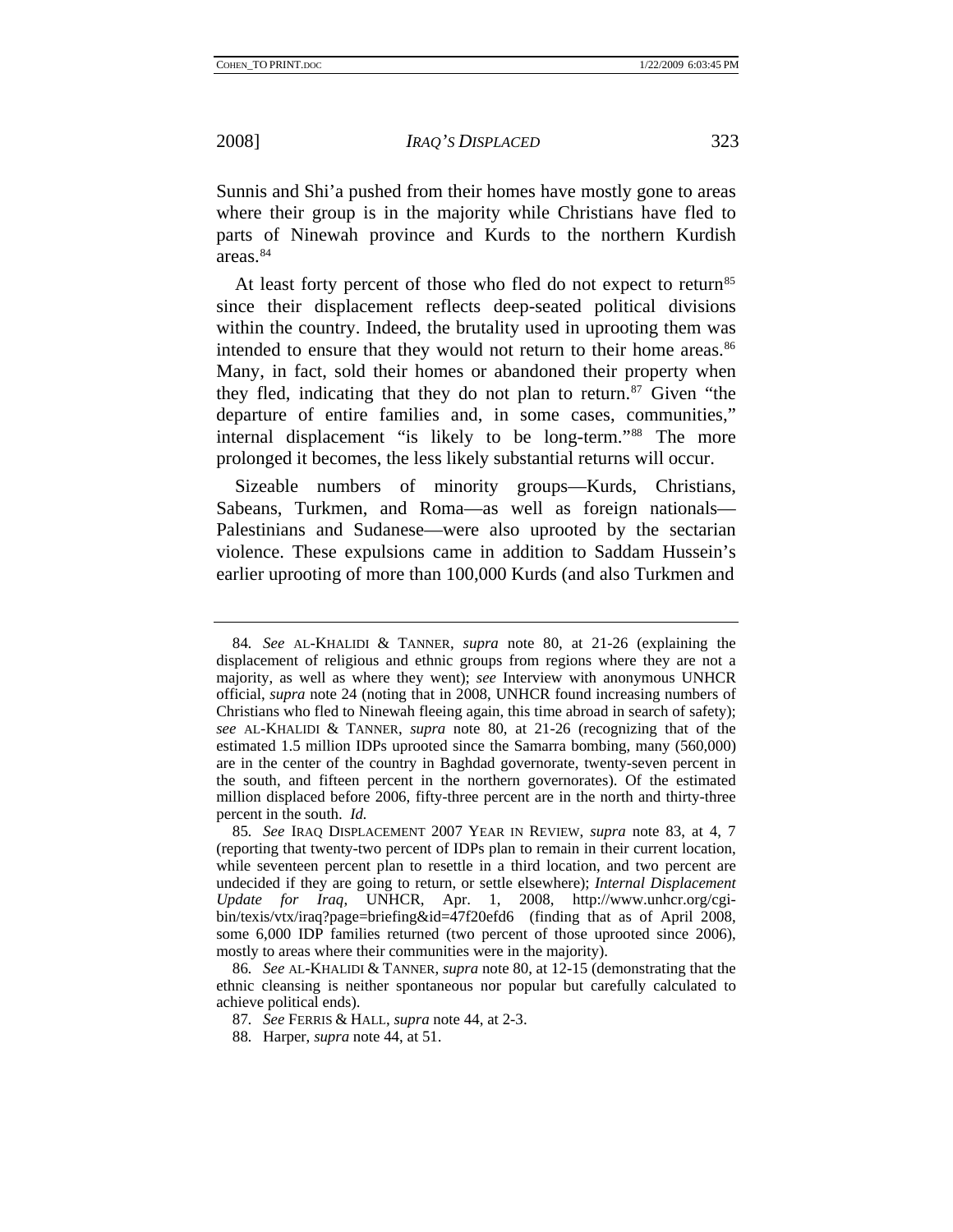Sunnis and Shi'a pushed from their homes have mostly gone to areas where their group is in the majority while Christians have fled to parts of Ninewah province and Kurds to the northern Kurdish areas.[84]

At least forty percent of those who fled do not expect to return[85] since their displacement reflects deep-seated political divisions within the country. Indeed, the brutality used in uprooting them was intended to ensure that they would not return to their home areas.[86] Many, in fact, sold their homes or abandoned their property when they fled, indicating that they do not plan to return.[87] Given "the departure of entire families and, in some cases, communities," internal displacement "is likely to be long-term."[88] The more prolonged it becomes, the less likely substantial returns will occur.

Sizeable numbers of minority groups—Kurds, Christians, Sabeans, Turkmen, and Roma—as well as foreign nationals—Palestinians and Sudanese—were also uprooted by the sectarian violence. These expulsions came in addition to Saddam Hussein's earlier uprooting of more than 100,000 Kurds (and also Turkmen and

---

84. *See* AL-KHALIDI & TANNER, *supra* note 80, at 21-26 (explaining the displacement of religious and ethnic groups from regions where they are not a majority, as well as where they went); *see* Interview with anonymous UNHCR official, *supra* note 24 (noting that in 2008, UNHCR found increasing numbers of Christians who fled to Ninewah fleeing again, this time abroad in search of safety); *see* AL-KHALIDI & TANNER, *supra* note 80, at 21-26 (recognizing that of the estimated 1.5 million IDPs uprooted since the Samarra bombing, many (560,000) are in the center of the country in Baghdad governorate, twenty-seven percent in the south, and fifteen percent in the northern governorates). Of the estimated million displaced before 2006, fifty-three percent are in the north and thirty-three percent in the south. *Id.*

85. *See* IRAQ DISPLACEMENT 2007 YEAR IN REVIEW, *supra* note 83, at 4, 7 (reporting that twenty-two percent of IDPs plan to remain in their current location, while seventeen percent plan to resettle in a third location, and two percent are undecided if they are going to return, or settle elsewhere); *Internal Displacement Update for Iraq*, UNHCR, Apr. 1, 2008, http://www.unhcr.org/cgi-bin/texis/vtx/iraq?page=briefing&id=47f20efd6 (finding that as of April 2008, some 6,000 IDP families returned (two percent of those uprooted since 2006), mostly to areas where their communities were in the majority).

86. *See* AL-KHALIDI & TANNER, *supra* note 80, at 12-15 (demonstrating that the ethnic cleansing is neither spontaneous nor popular but carefully calculated to achieve political ends).

87. *See* FERRIS & HALL, *supra* note 44, at 2-3.

88. Harper, *supra* note 44, at 51.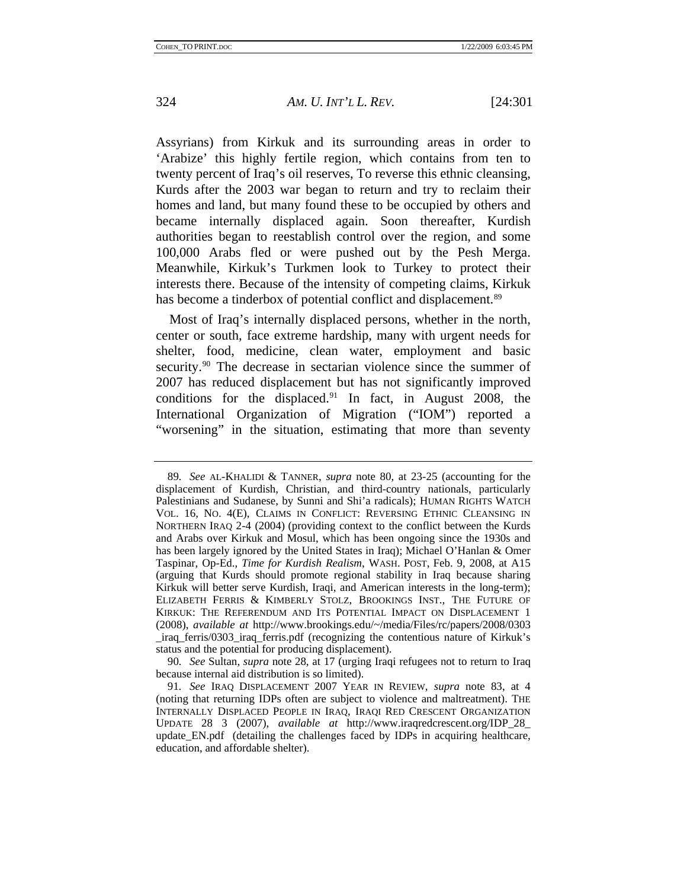Assyrians) from Kirkuk and its surrounding areas in order to 'Arabize' this highly fertile region, which contains from ten to twenty percent of Iraq's oil reserves, To reverse this ethnic cleansing, Kurds after the 2003 war began to return and try to reclaim their homes and land, but many found these to be occupied by others and became internally displaced again. Soon thereafter, Kurdish authorities began to reestablish control over the region, and some 100,000 Arabs fled or were pushed out by the Pesh Merga. Meanwhile, Kirkuk's Turkmen look to Turkey to protect their interests there. Because of the intensity of competing claims, Kirkuk has become a tinderbox of potential conflict and displacement.[89]

Most of Iraq's internally displaced persons, whether in the north, center or south, face extreme hardship, many with urgent needs for shelter, food, medicine, clean water, employment and basic security.[90] The decrease in sectarian violence since the summer of 2007 has reduced displacement but has not significantly improved conditions for the displaced.[91] In fact, in August 2008, the International Organization of Migration ("IOM") reported a "worsening" in the situation, estimating that more than seventy

---

89. *See* AL-KHALIDI & TANNER, *supra* note 80, at 23-25 (accounting for the displacement of Kurdish, Christian, and third-country nationals, particularly Palestinians and Sudanese, by Sunni and Shi'a radicals); HUMAN RIGHTS WATCH VOL. 16, NO. 4(E), CLAIMS IN CONFLICT: REVERSING ETHNIC CLEANSING IN NORTHERN IRAQ 2-4 (2004) (providing context to the conflict between the Kurds and Arabs over Kirkuk and Mosul, which has been ongoing since the 1930s and has been largely ignored by the United States in Iraq); Michael O'Hanlan & Omer Taspinar, Op-Ed., *Time for Kurdish Realism*, WASH. POST, Feb. 9, 2008, at A15 (arguing that Kurds should promote regional stability in Iraq because sharing Kirkuk will better serve Kurdish, Iraqi, and American interests in the long-term); ELIZABETH FERRIS & KIMBERLY STOLZ, BROOKINGS INST., THE FUTURE OF KIRKUK: THE REFERENDUM AND ITS POTENTIAL IMPACT ON DISPLACEMENT 1 (2008), *available at* http://www.brookings.edu/~/media/Files/rc/papers/2008/0303_iraq_ferris/0303_iraq_ferris.pdf (recognizing the contentious nature of Kirkuk's status and the potential for producing displacement).

90. *See* Sultan, *supra* note 28, at 17 (urging Iraqi refugees not to return to Iraq because internal aid distribution is so limited).

91. *See* IRAQ DISPLACEMENT 2007 YEAR IN REVIEW, *supra* note 83, at 4 (noting that returning IDPs often are subject to violence and maltreatment). THE INTERNALLY DISPLACED PEOPLE IN IRAQ, IRAQI RED CRESCENT ORGANIZATION UPDATE 28 3 (2007), *available at* http://www.iraqredcrescent.org/IDP_28_update_EN.pdf (detailing the challenges faced by IDPs in acquiring healthcare, education, and affordable shelter).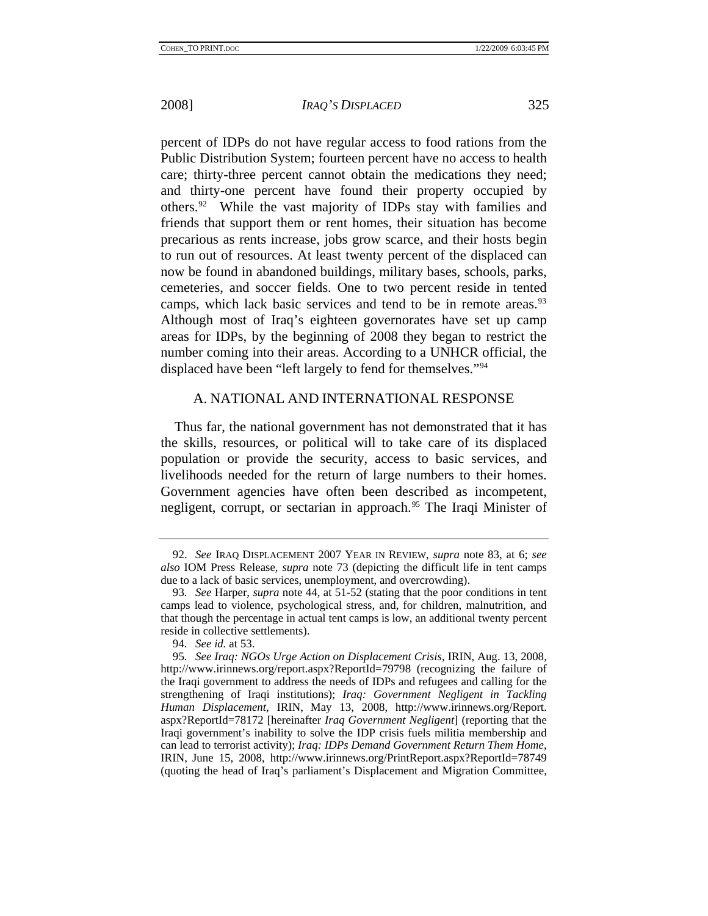percent of IDPs do not have regular access to food rations from the Public Distribution System; fourteen percent have no access to health care; thirty-three percent cannot obtain the medications they need; and thirty-one percent have found their property occupied by others.[92] While the vast majority of IDPs stay with families and friends that support them or rent homes, their situation has become precarious as rents increase, jobs grow scarce, and their hosts begin to run out of resources. At least twenty percent of the displaced can now be found in abandoned buildings, military bases, schools, parks, cemeteries, and soccer fields. One to two percent reside in tented camps, which lack basic services and tend to be in remote areas.[93] Although most of Iraq's eighteen governorates have set up camp areas for IDPs, by the beginning of 2008 they began to restrict the number coming into their areas. According to a UNHCR official, the displaced have been "left largely to fend for themselves."[94]

## A. NATIONAL AND INTERNATIONAL RESPONSE

Thus far, the national government has not demonstrated that it has the skills, resources, or political will to take care of its displaced population or provide the security, access to basic services, and livelihoods needed for the return of large numbers to their homes. Government agencies have often been described as incompetent, negligent, corrupt, or sectarian in approach.[95] The Iraqi Minister of

---

92. *See* IRAQ DISPLACEMENT 2007 YEAR IN REVIEW, *supra* note 83, at 6; *see also* IOM Press Release, *supra* note 73 (depicting the difficult life in tent camps due to a lack of basic services, unemployment, and overcrowding).

93. *See* Harper, *supra* note 44, at 51-52 (stating that the poor conditions in tent camps lead to violence, psychological stress, and, for children, malnutrition, and that though the percentage in actual tent camps is low, an additional twenty percent reside in collective settlements).

94. *See id.* at 53.

95. *See Iraq: NGOs Urge Action on Displacement Crisis*, IRIN, Aug. 13, 2008, http://www.irinnews.org/report.aspx?ReportId=79798 (recognizing the failure of the Iraqi government to address the needs of IDPs and refugees and calling for the strengthening of Iraqi institutions); *Iraq: Government Negligent in Tackling Human Displacement*, IRIN, May 13, 2008, http://www.irinnews.org/Report.aspx?ReportId=78172 [hereinafter *Iraq Government Negligent*] (reporting that the Iraqi government's inability to solve the IDP crisis fuels militia membership and can lead to terrorist activity); *Iraq: IDPs Demand Government Return Them Home*, IRIN, June 15, 2008, http://www.irinnews.org/PrintReport.aspx?ReportId=78749 (quoting the head of Iraq's parliament's Displacement and Migration Committee,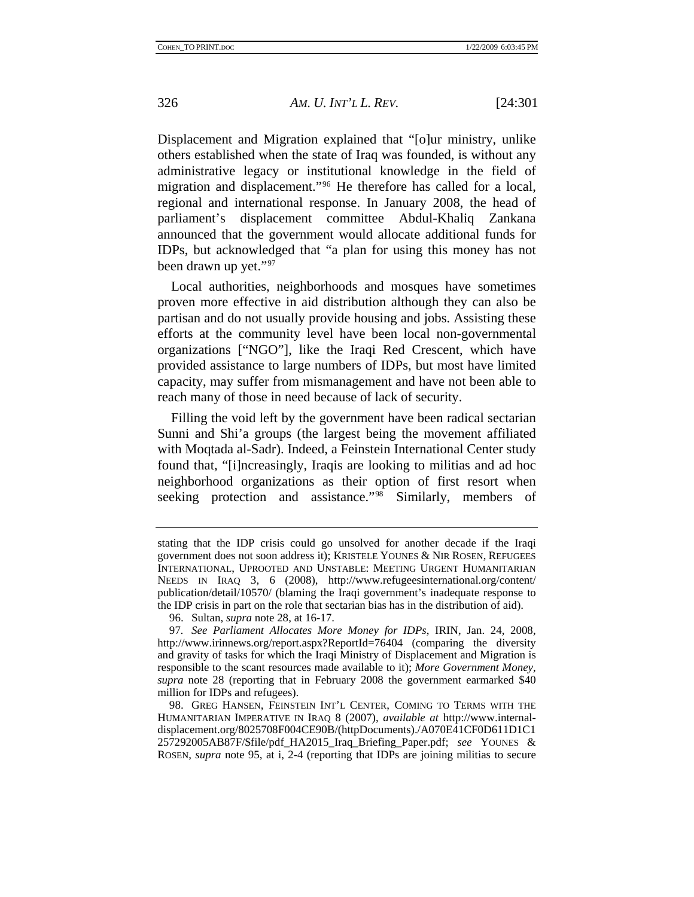Displacement and Migration explained that "[o]ur ministry, unlike others established when the state of Iraq was founded, is without any administrative legacy or institutional knowledge in the field of migration and displacement."[96] He therefore has called for a local, regional and international response. In January 2008, the head of parliament's displacement committee Abdul-Khaliq Zankana announced that the government would allocate additional funds for IDPs, but acknowledged that "a plan for using this money has not been drawn up yet."[97]

Local authorities, neighborhoods and mosques have sometimes proven more effective in aid distribution although they can also be partisan and do not usually provide housing and jobs. Assisting these efforts at the community level have been local non-governmental organizations ["NGO"], like the Iraqi Red Crescent, which have provided assistance to large numbers of IDPs, but most have limited capacity, may suffer from mismanagement and have not been able to reach many of those in need because of lack of security.

Filling the void left by the government have been radical sectarian Sunni and Shi'a groups (the largest being the movement affiliated with Moqtada al-Sadr). Indeed, a Feinstein International Center study found that, "[i]ncreasingly, Iraqis are looking to militias and ad hoc neighborhood organizations as their option of first resort when seeking protection and assistance."[98] Similarly, members of

---

stating that the IDP crisis could go unsolved for another decade if the Iraqi government does not soon address it); KRISTELE YOUNES & NIR ROSEN, REFUGEES INTERNATIONAL, UPROOTED AND UNSTABLE: MEETING URGENT HUMANITARIAN NEEDS IN IRAQ 3, 6 (2008), http://www.refugeesinternational.org/content/publication/detail/10570/ (blaming the Iraqi government's inadequate response to the IDP crisis in part on the role that sectarian bias has in the distribution of aid).

96. Sultan, *supra* note 28, at 16-17.

97. *See Parliament Allocates More Money for IDPs*, IRIN, Jan. 24, 2008, http://www.irinnews.org/report.aspx?ReportId=76404 (comparing the diversity and gravity of tasks for which the Iraqi Ministry of Displacement and Migration is responsible to the scant resources made available to it); *More Government Money*, *supra* note 28 (reporting that in February 2008 the government earmarked $40 million for IDPs and refugees).

98. GREG HANSEN, FEINSTEIN INT'L CENTER, COMING TO TERMS WITH THE HUMANITARIAN IMPERATIVE IN IRAQ 8 (2007), *available at* http://www.internal-displacement.org/8025708F004CE90B/(httpDocuments)./A070E41CF0D611D1C1257292005AB87F/$file/pdf_HA2015_Iraq_Briefing_Paper.pdf; *see* YOUNES & ROSEN, *supra* note 95, at i, 2-4 (reporting that IDPs are joining militias to secure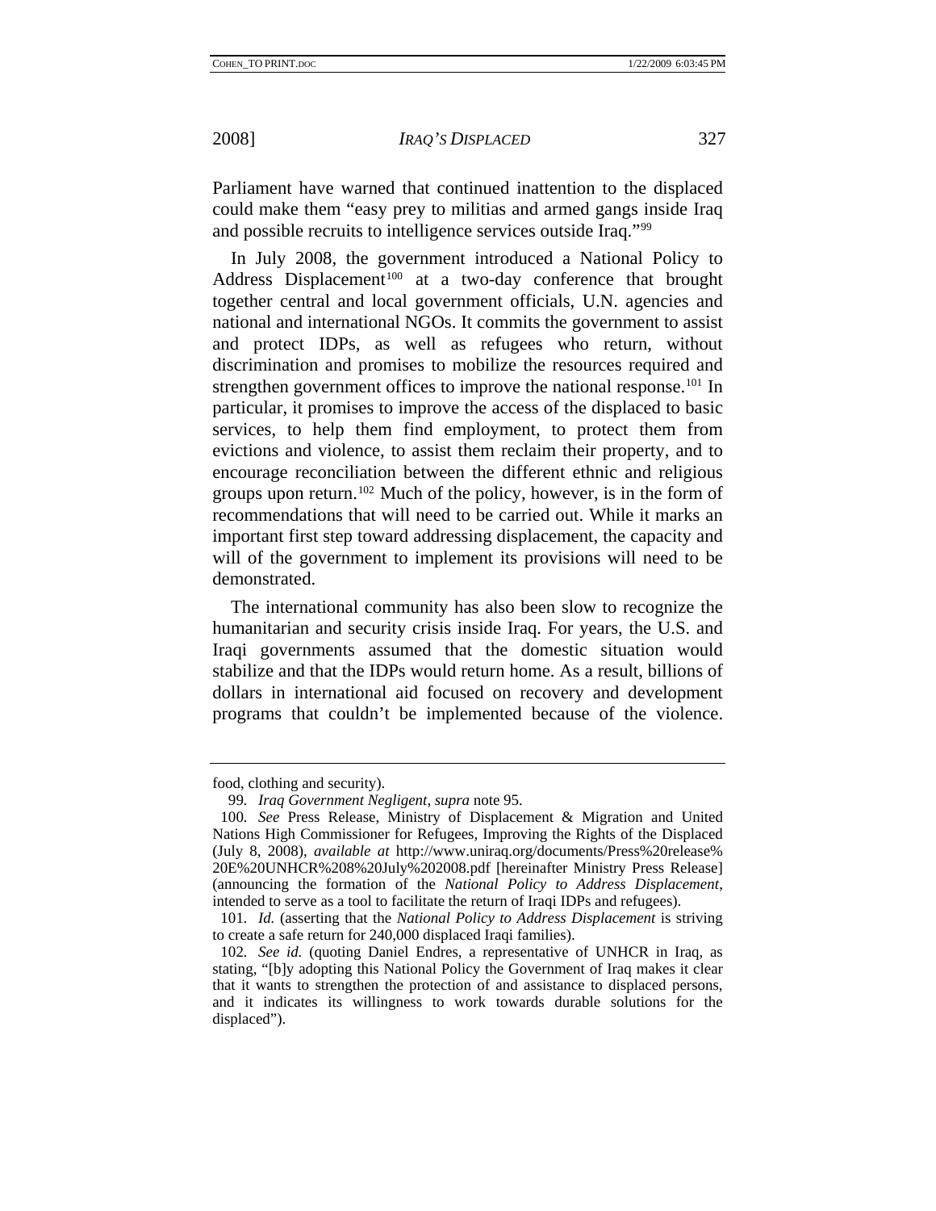Parliament have warned that continued inattention to the displaced could make them "easy prey to militias and armed gangs inside Iraq and possible recruits to intelligence services outside Iraq."[99]

In July 2008, the government introduced a National Policy to Address Displacement[100] at a two-day conference that brought together central and local government officials, U.N. agencies and national and international NGOs. It commits the government to assist and protect IDPs, as well as refugees who return, without discrimination and promises to mobilize the resources required and strengthen government offices to improve the national response.[101] In particular, it promises to improve the access of the displaced to basic services, to help them find employment, to protect them from evictions and violence, to assist them reclaim their property, and to encourage reconciliation between the different ethnic and religious groups upon return.[102] Much of the policy, however, is in the form of recommendations that will need to be carried out. While it marks an important first step toward addressing displacement, the capacity and will of the government to implement its provisions will need to be demonstrated.

The international community has also been slow to recognize the humanitarian and security crisis inside Iraq. For years, the U.S. and Iraqi governments assumed that the domestic situation would stabilize and that the IDPs would return home. As a result, billions of dollars in international aid focused on recovery and development programs that couldn't be implemented because of the violence.

---

food, clothing and security).

99. *Iraq Government Negligent*, *supra* note 95.

100. *See* Press Release, Ministry of Displacement & Migration and United Nations High Commissioner for Refugees, Improving the Rights of the Displaced (July 8, 2008), *available at* http://www.uniraq.org/documents/Press%20release%20E%20UNHCR%208%20July%202008.pdf [hereinafter Ministry Press Release] (announcing the formation of the *National Policy to Address Displacement*, intended to serve as a tool to facilitate the return of Iraqi IDPs and refugees).

101. *Id.* (asserting that the *National Policy to Address Displacement* is striving to create a safe return for 240,000 displaced Iraqi families).

102. *See id.* (quoting Daniel Endres, a representative of UNHCR in Iraq, as stating, "[b]y adopting this National Policy the Government of Iraq makes it clear that it wants to strengthen the protection of and assistance to displaced persons, and it indicates its willingness to work towards durable solutions for the displaced").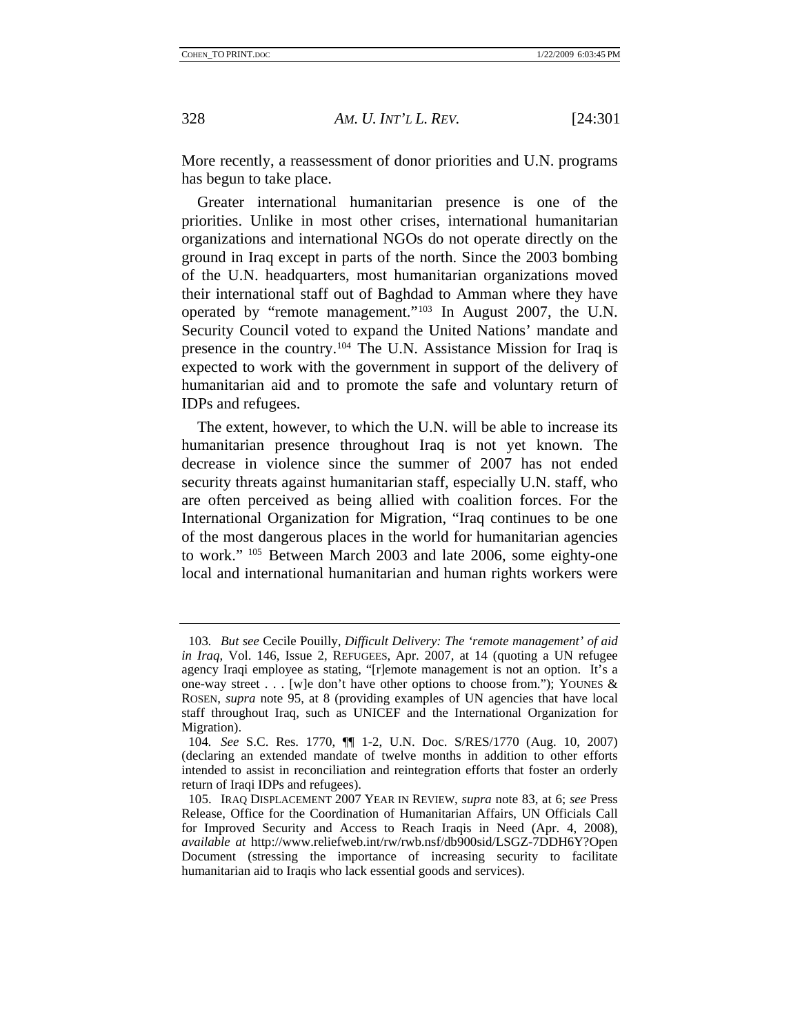More recently, a reassessment of donor priorities and U.N. programs has begun to take place.

Greater international humanitarian presence is one of the priorities. Unlike in most other crises, international humanitarian organizations and international NGOs do not operate directly on the ground in Iraq except in parts of the north. Since the 2003 bombing of the U.N. headquarters, most humanitarian organizations moved their international staff out of Baghdad to Amman where they have operated by "remote management."[103] In August 2007, the U.N. Security Council voted to expand the United Nations' mandate and presence in the country.[104] The U.N. Assistance Mission for Iraq is expected to work with the government in support of the delivery of humanitarian aid and to promote the safe and voluntary return of IDPs and refugees.

The extent, however, to which the U.N. will be able to increase its humanitarian presence throughout Iraq is not yet known. The decrease in violence since the summer of 2007 has not ended security threats against humanitarian staff, especially U.N. staff, who are often perceived as being allied with coalition forces. For the International Organization for Migration, "Iraq continues to be one of the most dangerous places in the world for humanitarian agencies to work." [105] Between March 2003 and late 2006, some eighty-one local and international humanitarian and human rights workers were

---

103. *But see* Cecile Pouilly, *Difficult Delivery: The 'remote management' of aid in Iraq*, Vol. 146, Issue 2, REFUGEES, Apr. 2007, at 14 (quoting a UN refugee agency Iraqi employee as stating, "[r]emote management is not an option. It's a one-way street . . . [w]e don't have other options to choose from."); YOUNES & ROSEN, *supra* note 95, at 8 (providing examples of UN agencies that have local staff throughout Iraq, such as UNICEF and the International Organization for Migration).

104. *See* S.C. Res. 1770, ¶¶ 1-2, U.N. Doc. S/RES/1770 (Aug. 10, 2007) (declaring an extended mandate of twelve months in addition to other efforts intended to assist in reconciliation and reintegration efforts that foster an orderly return of Iraqi IDPs and refugees).

105. IRAQ DISPLACEMENT 2007 YEAR IN REVIEW, *supra* note 83, at 6; *see* Press Release, Office for the Coordination of Humanitarian Affairs, UN Officials Call for Improved Security and Access to Reach Iraqis in Need (Apr. 4, 2008), *available at* http://www.reliefweb.int/rw/rwb.nsf/db900sid/LSGZ-7DDH6Y?OpenDocument (stressing the importance of increasing security to facilitate humanitarian aid to Iraqis who lack essential goods and services).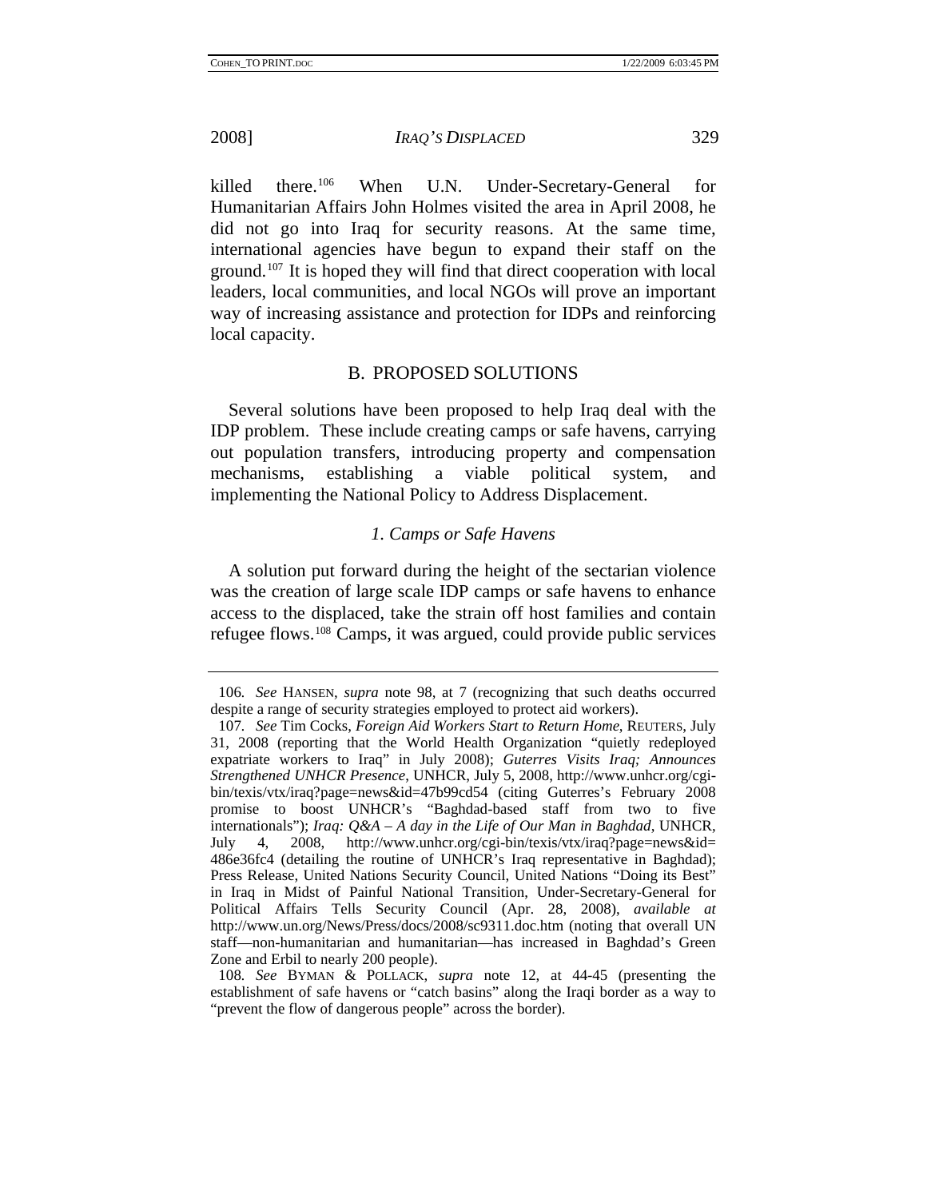killed there.[106] When U.N. Under-Secretary-General for Humanitarian Affairs John Holmes visited the area in April 2008, he did not go into Iraq for security reasons. At the same time, international agencies have begun to expand their staff on the ground.[107] It is hoped they will find that direct cooperation with local leaders, local communities, and local NGOs will prove an important way of increasing assistance and protection for IDPs and reinforcing local capacity.

## B. PROPOSED SOLUTIONS

Several solutions have been proposed to help Iraq deal with the IDP problem. These include creating camps or safe havens, carrying out population transfers, introducing property and compensation mechanisms, establishing a viable political system, and implementing the National Policy to Address Displacement.

### *1. Camps or Safe Havens*

A solution put forward during the height of the sectarian violence was the creation of large scale IDP camps or safe havens to enhance access to the displaced, take the strain off host families and contain refugee flows.[108] Camps, it was argued, could provide public services

---

106. *See* HANSEN, *supra* note 98, at 7 (recognizing that such deaths occurred despite a range of security strategies employed to protect aid workers).

107. *See* Tim Cocks, *Foreign Aid Workers Start to Return Home*, REUTERS, July 31, 2008 (reporting that the World Health Organization "quietly redeployed expatriate workers to Iraq" in July 2008); *Guterres Visits Iraq; Announces Strengthened UNHCR Presence*, UNHCR, July 5, 2008, http://www.unhcr.org/cgi-bin/texis/vtx/iraq?page=news&id=47b99cd54 (citing Guterres's February 2008 promise to boost UNHCR's "Baghdad-based staff from two to five internationals"); *Iraq: Q&A – A day in the Life of Our Man in Baghdad*, UNHCR, July 4, 2008, http://www.unhcr.org/cgi-bin/texis/vtx/iraq?page=news&id=486e36fc4 (detailing the routine of UNHCR's Iraq representative in Baghdad); Press Release, United Nations Security Council, United Nations "Doing its Best" in Iraq in Midst of Painful National Transition, Under-Secretary-General for Political Affairs Tells Security Council (Apr. 28, 2008), *available at* http://www.un.org/News/Press/docs/2008/sc9311.doc.htm (noting that overall UN staff—non-humanitarian and humanitarian—has increased in Baghdad's Green Zone and Erbil to nearly 200 people).

108. *See* BYMAN & POLLACK, *supra* note 12, at 44-45 (presenting the establishment of safe havens or "catch basins" along the Iraqi border as a way to "prevent the flow of dangerous people" across the border).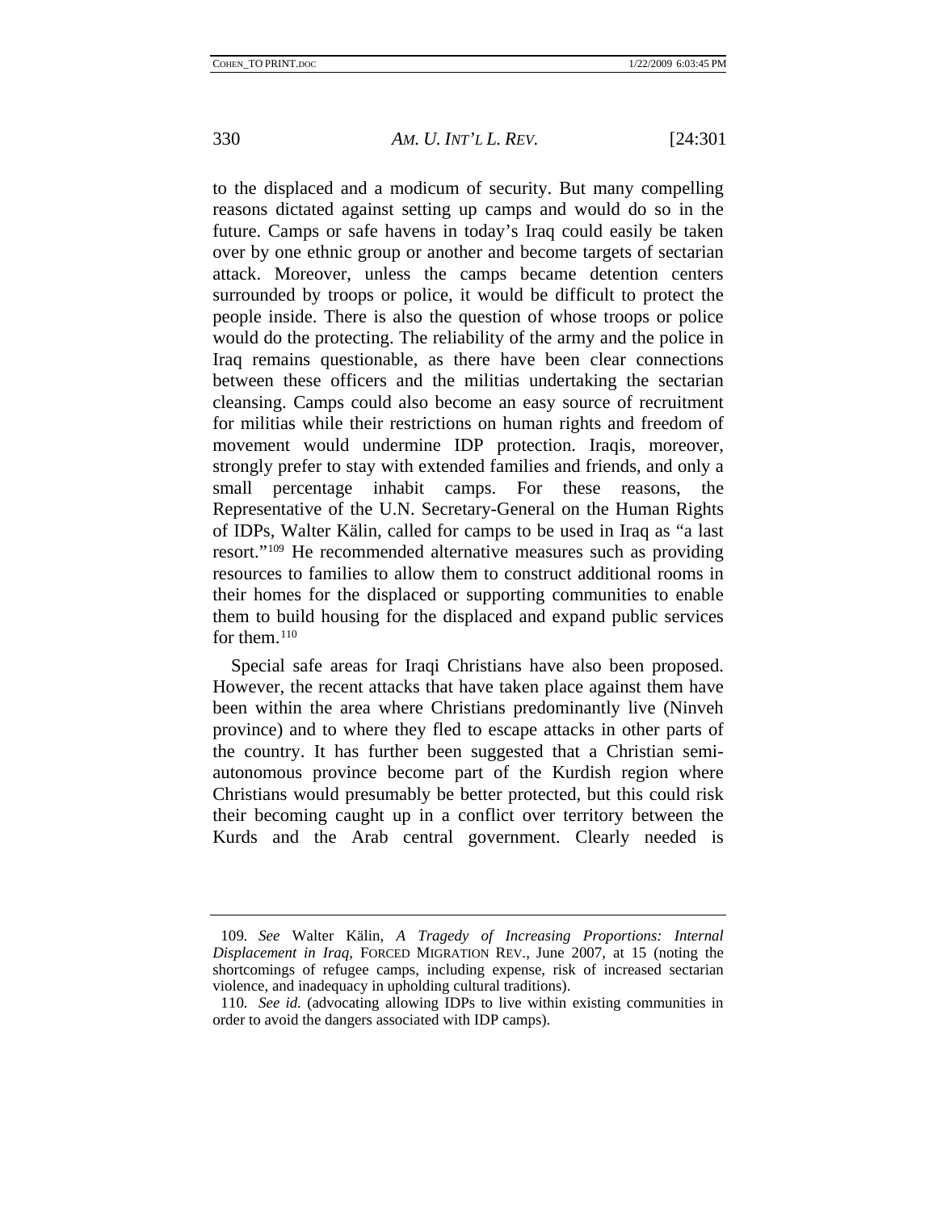to the displaced and a modicum of security. But many compelling reasons dictated against setting up camps and would do so in the future. Camps or safe havens in today's Iraq could easily be taken over by one ethnic group or another and become targets of sectarian attack. Moreover, unless the camps became detention centers surrounded by troops or police, it would be difficult to protect the people inside. There is also the question of whose troops or police would do the protecting. The reliability of the army and the police in Iraq remains questionable, as there have been clear connections between these officers and the militias undertaking the sectarian cleansing. Camps could also become an easy source of recruitment for militias while their restrictions on human rights and freedom of movement would undermine IDP protection. Iraqis, moreover, strongly prefer to stay with extended families and friends, and only a small percentage inhabit camps. For these reasons, the Representative of the U.N. Secretary-General on the Human Rights of IDPs, Walter Kälin, called for camps to be used in Iraq as "a last resort."[109] He recommended alternative measures such as providing resources to families to allow them to construct additional rooms in their homes for the displaced or supporting communities to enable them to build housing for the displaced and expand public services for them.[110]

Special safe areas for Iraqi Christians have also been proposed. However, the recent attacks that have taken place against them have been within the area where Christians predominantly live (Ninveh province) and to where they fled to escape attacks in other parts of the country. It has further been suggested that a Christian semi-autonomous province become part of the Kurdish region where Christians would presumably be better protected, but this could risk their becoming caught up in a conflict over territory between the Kurds and the Arab central government. Clearly needed is

---

109. *See* Walter Kälin, *A Tragedy of Increasing Proportions: Internal Displacement in Iraq*, FORCED MIGRATION REV., June 2007, at 15 (noting the shortcomings of refugee camps, including expense, risk of increased sectarian violence, and inadequacy in upholding cultural traditions).

110. *See id.* (advocating allowing IDPs to live within existing communities in order to avoid the dangers associated with IDP camps).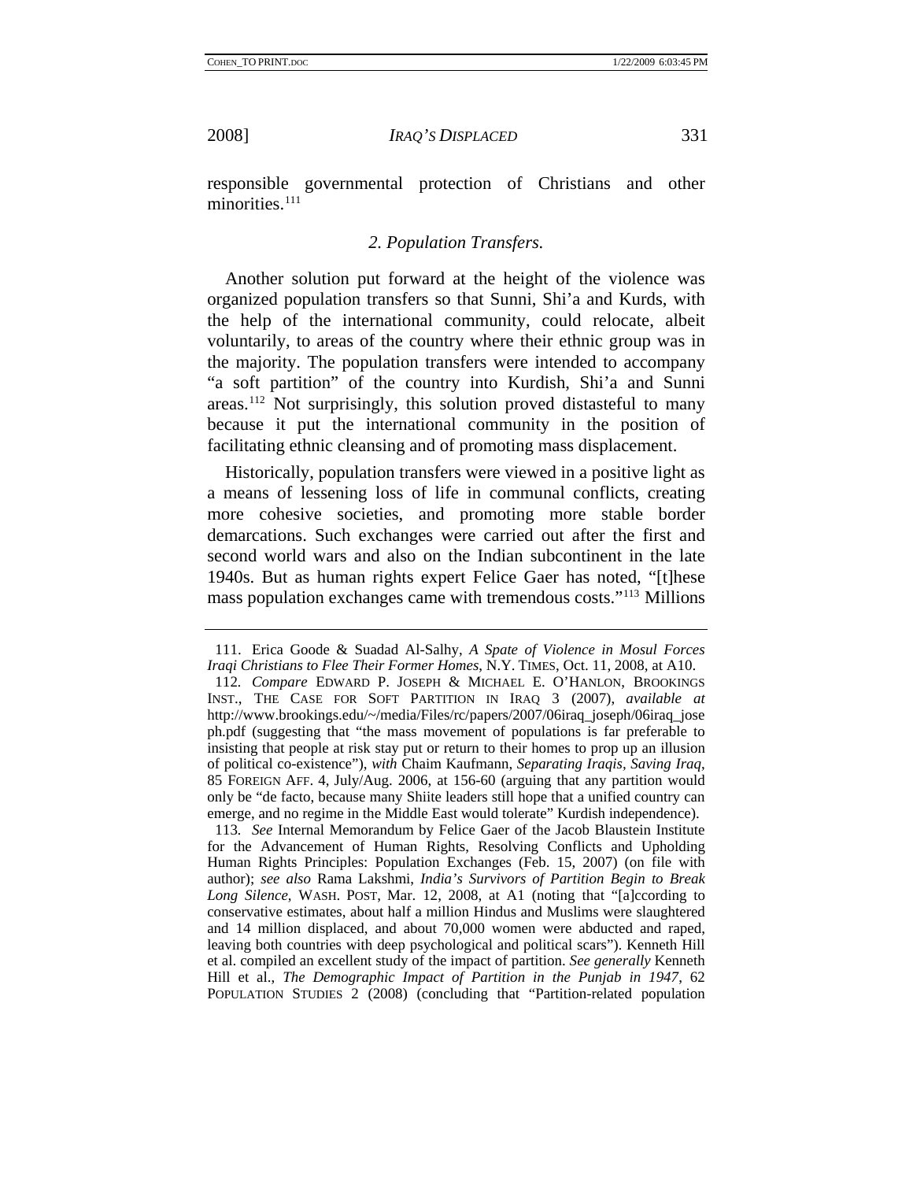responsible governmental protection of Christians and other minorities.[111]

### *2. Population Transfers.*

Another solution put forward at the height of the violence was organized population transfers so that Sunni, Shi'a and Kurds, with the help of the international community, could relocate, albeit voluntarily, to areas of the country where their ethnic group was in the majority. The population transfers were intended to accompany "a soft partition" of the country into Kurdish, Shi'a and Sunni areas.[112] Not surprisingly, this solution proved distasteful to many because it put the international community in the position of facilitating ethnic cleansing and of promoting mass displacement.

Historically, population transfers were viewed in a positive light as a means of lessening loss of life in communal conflicts, creating more cohesive societies, and promoting more stable border demarcations. Such exchanges were carried out after the first and second world wars and also on the Indian subcontinent in the late 1940s. But as human rights expert Felice Gaer has noted, "[t]hese mass population exchanges came with tremendous costs."[113] Millions

---

111. Erica Goode & Suadad Al-Salhy, *A Spate of Violence in Mosul Forces Iraqi Christians to Flee Their Former Homes*, N.Y. TIMES, Oct. 11, 2008, at A10.

112. *Compare* EDWARD P. JOSEPH & MICHAEL E. O'HANLON, BROOKINGS INST., THE CASE FOR SOFT PARTITION IN IRAQ 3 (2007), *available at* http://www.brookings.edu/~/media/Files/rc/papers/2007/06iraq_joseph/06iraq_joseph.pdf (suggesting that "the mass movement of populations is far preferable to insisting that people at risk stay put or return to their homes to prop up an illusion of political co-existence"), *with* Chaim Kaufmann, *Separating Iraqis, Saving Iraq*, 85 FOREIGN AFF. 4, July/Aug. 2006, at 156-60 (arguing that any partition would only be "de facto, because many Shiite leaders still hope that a unified country can emerge, and no regime in the Middle East would tolerate" Kurdish independence).

113. *See* Internal Memorandum by Felice Gaer of the Jacob Blaustein Institute for the Advancement of Human Rights, Resolving Conflicts and Upholding Human Rights Principles: Population Exchanges (Feb. 15, 2007) (on file with author); *see also* Rama Lakshmi, *India's Survivors of Partition Begin to Break Long Silence*, WASH. POST, Mar. 12, 2008, at A1 (noting that "[a]ccording to conservative estimates, about half a million Hindus and Muslims were slaughtered and 14 million displaced, and about 70,000 women were abducted and raped, leaving both countries with deep psychological and political scars"). Kenneth Hill et al. compiled an excellent study of the impact of partition. *See generally* Kenneth Hill et al., *The Demographic Impact of Partition in the Punjab in 1947*, 62 POPULATION STUDIES 2 (2008) (concluding that "Partition-related population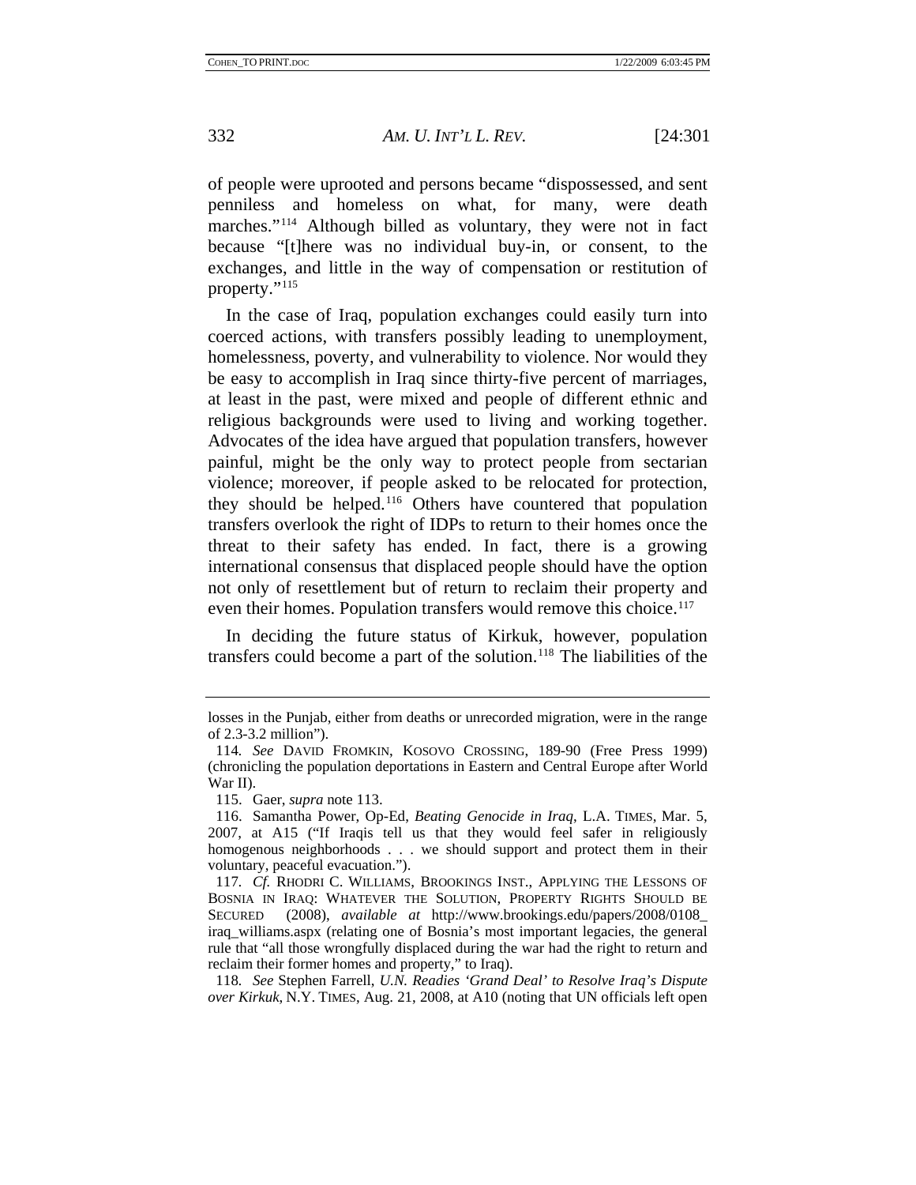of people were uprooted and persons became "dispossessed, and sent penniless and homeless on what, for many, were death marches."[114] Although billed as voluntary, they were not in fact because "[t]here was no individual buy-in, or consent, to the exchanges, and little in the way of compensation or restitution of property."[115]

In the case of Iraq, population exchanges could easily turn into coerced actions, with transfers possibly leading to unemployment, homelessness, poverty, and vulnerability to violence. Nor would they be easy to accomplish in Iraq since thirty-five percent of marriages, at least in the past, were mixed and people of different ethnic and religious backgrounds were used to living and working together. Advocates of the idea have argued that population transfers, however painful, might be the only way to protect people from sectarian violence; moreover, if people asked to be relocated for protection, they should be helped.[116] Others have countered that population transfers overlook the right of IDPs to return to their homes once the threat to their safety has ended. In fact, there is a growing international consensus that displaced people should have the option not only of resettlement but of return to reclaim their property and even their homes. Population transfers would remove this choice.[117]

In deciding the future status of Kirkuk, however, population transfers could become a part of the solution.[118] The liabilities of the

---

losses in the Punjab, either from deaths or unrecorded migration, were in the range of 2.3-3.2 million").

114. *See* DAVID FROMKIN, KOSOVO CROSSING, 189-90 (Free Press 1999) (chronicling the population deportations in Eastern and Central Europe after World War II).

115. Gaer, *supra* note 113.

116. Samantha Power, Op-Ed, *Beating Genocide in Iraq*, L.A. TIMES, Mar. 5, 2007, at A15 ("If Iraqis tell us that they would feel safer in religiously homogenous neighborhoods . . . we should support and protect them in their voluntary, peaceful evacuation.").

117. *Cf.* RHODRI C. WILLIAMS, BROOKINGS INST., APPLYING THE LESSONS OF BOSNIA IN IRAQ: WHATEVER THE SOLUTION, PROPERTY RIGHTS SHOULD BE SECURED (2008), *available at* http://www.brookings.edu/papers/2008/0108_iraq_williams.aspx (relating one of Bosnia's most important legacies, the general rule that "all those wrongfully displaced during the war had the right to return and reclaim their former homes and property," to Iraq).

118. *See* Stephen Farrell, *U.N. Readies 'Grand Deal' to Resolve Iraq's Dispute over Kirkuk*, N.Y. TIMES, Aug. 21, 2008, at A10 (noting that UN officials left open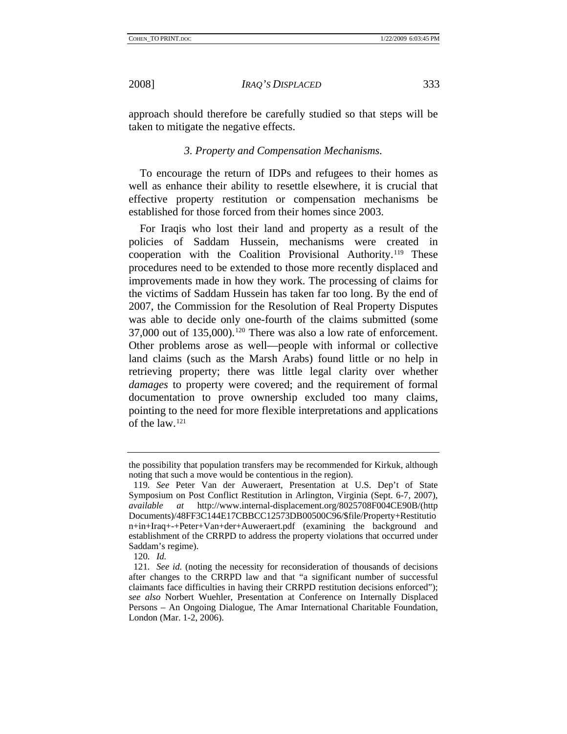approach should therefore be carefully studied so that steps will be taken to mitigate the negative effects.

### *3. Property and Compensation Mechanisms.*

To encourage the return of IDPs and refugees to their homes as well as enhance their ability to resettle elsewhere, it is crucial that effective property restitution or compensation mechanisms be established for those forced from their homes since 2003.

For Iraqis who lost their land and property as a result of the policies of Saddam Hussein, mechanisms were created in cooperation with the Coalition Provisional Authority.[119] These procedures need to be extended to those more recently displaced and improvements made in how they work. The processing of claims for the victims of Saddam Hussein has taken far too long. By the end of 2007, the Commission for the Resolution of Real Property Disputes was able to decide only one-fourth of the claims submitted (some 37,000 out of 135,000).[120] There was also a low rate of enforcement. Other problems arose as well—people with informal or collective land claims (such as the Marsh Arabs) found little or no help in retrieving property; there was little legal clarity over whether *damages* to property were covered; and the requirement of formal documentation to prove ownership excluded too many claims, pointing to the need for more flexible interpretations and applications of the law.[121]

---

the possibility that population transfers may be recommended for Kirkuk, although noting that such a move would be contentious in the region).

119. *See* Peter Van der Auweraert, Presentation at U.S. Dep't of State Symposium on Post Conflict Restitution in Arlington, Virginia (Sept. 6-7, 2007), *available at* http://www.internal-displacement.org/8025708F004CE90B/(httpDocuments)/48FF3C144E17CBBCC12573DB00500C96/$file/Property+Restitution+in+Iraq+-+Peter+Van+der+Auweraert.pdf (examining the background and establishment of the CRRPD to address the property violations that occurred under Saddam's regime).

120. *Id.*

121. *See id.* (noting the necessity for reconsideration of thousands of decisions after changes to the CRRPD law and that "a significant number of successful claimants face difficulties in having their CRRPD restitution decisions enforced"); *see also* Norbert Wuehler, Presentation at Conference on Internally Displaced Persons – An Ongoing Dialogue, The Amar International Charitable Foundation, London (Mar. 1-2, 2006).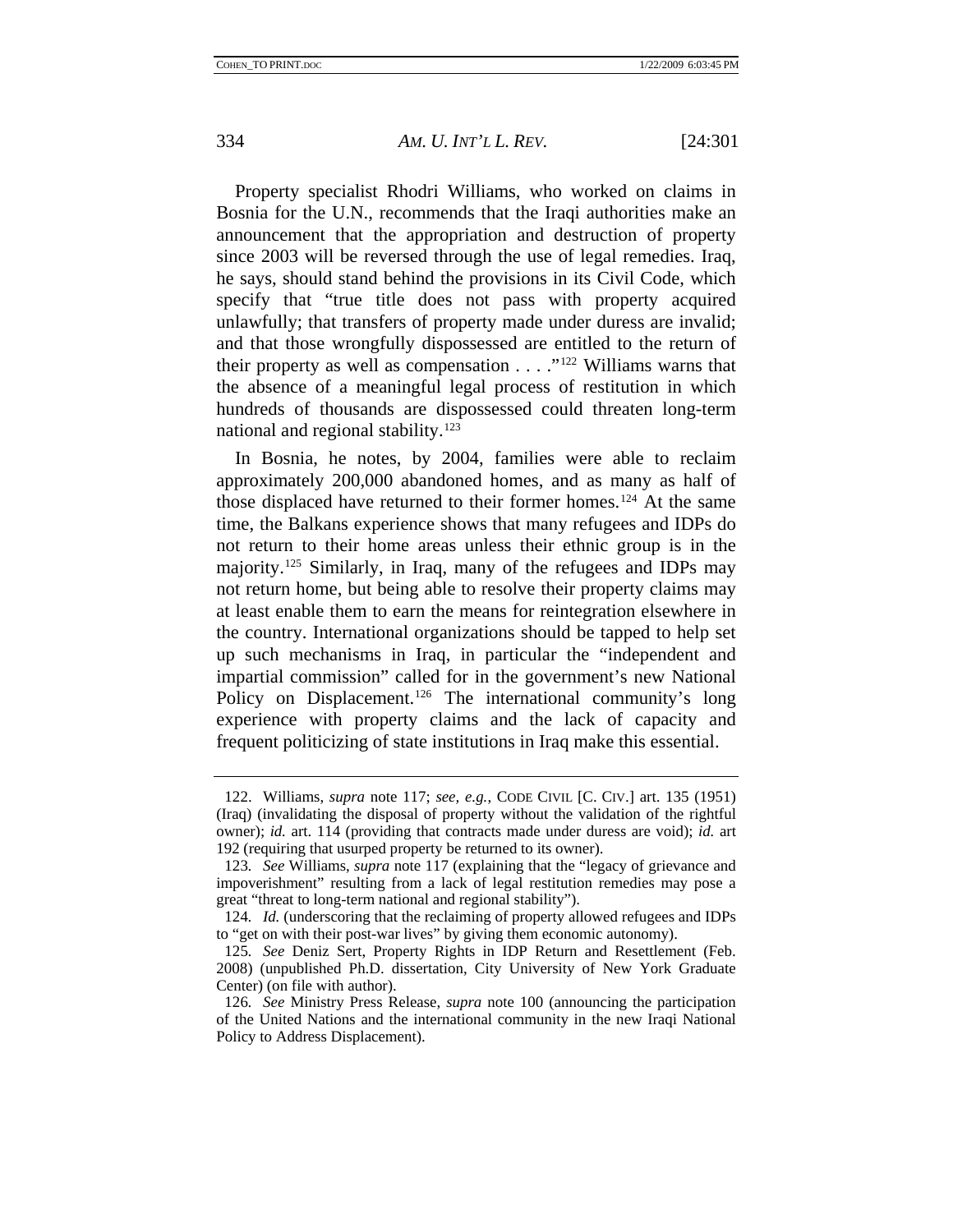Property specialist Rhodri Williams, who worked on claims in Bosnia for the U.N., recommends that the Iraqi authorities make an announcement that the appropriation and destruction of property since 2003 will be reversed through the use of legal remedies. Iraq, he says, should stand behind the provisions in its Civil Code, which specify that "true title does not pass with property acquired unlawfully; that transfers of property made under duress are invalid; and that those wrongfully dispossessed are entitled to the return of their property as well as compensation . . . ."[122] Williams warns that the absence of a meaningful legal process of restitution in which hundreds of thousands are dispossessed could threaten long-term national and regional stability.[123]

In Bosnia, he notes, by 2004, families were able to reclaim approximately 200,000 abandoned homes, and as many as half of those displaced have returned to their former homes.[124] At the same time, the Balkans experience shows that many refugees and IDPs do not return to their home areas unless their ethnic group is in the majority.[125] Similarly, in Iraq, many of the refugees and IDPs may not return home, but being able to resolve their property claims may at least enable them to earn the means for reintegration elsewhere in the country. International organizations should be tapped to help set up such mechanisms in Iraq, in particular the "independent and impartial commission" called for in the government's new National Policy on Displacement.[126] The international community's long experience with property claims and the lack of capacity and frequent politicizing of state institutions in Iraq make this essential.

---

122. Williams, *supra* note 117; *see, e.g.*, CODE CIVIL [C. CIV.] art. 135 (1951) (Iraq) (invalidating the disposal of property without the validation of the rightful owner); *id.* art. 114 (providing that contracts made under duress are void); *id.* art 192 (requiring that usurped property be returned to its owner).

123. *See* Williams, *supra* note 117 (explaining that the "legacy of grievance and impoverishment" resulting from a lack of legal restitution remedies may pose a great "threat to long-term national and regional stability").

124. *Id.* (underscoring that the reclaiming of property allowed refugees and IDPs to "get on with their post-war lives" by giving them economic autonomy).

125. *See* Deniz Sert, Property Rights in IDP Return and Resettlement (Feb. 2008) (unpublished Ph.D. dissertation, City University of New York Graduate Center) (on file with author).

126. *See* Ministry Press Release, *supra* note 100 (announcing the participation of the United Nations and the international community in the new Iraqi National Policy to Address Displacement).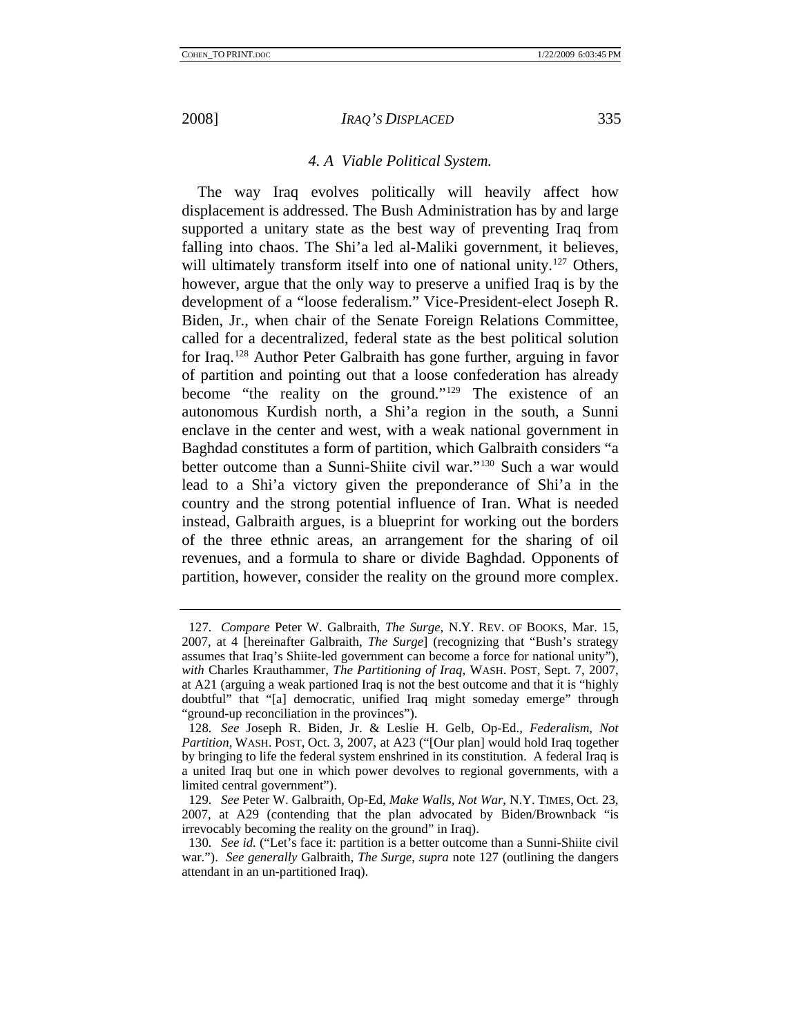#### *4. A Viable Political System.*

The way Iraq evolves politically will heavily affect how displacement is addressed. The Bush Administration has by and large supported a unitary state as the best way of preventing Iraq from falling into chaos. The Shi'a led al-Maliki government, it believes, will ultimately transform itself into one of national unity.[127] Others, however, argue that the only way to preserve a unified Iraq is by the development of a "loose federalism." Vice-President-elect Joseph R. Biden, Jr., when chair of the Senate Foreign Relations Committee, called for a decentralized, federal state as the best political solution for Iraq.[128] Author Peter Galbraith has gone further, arguing in favor of partition and pointing out that a loose confederation has already become "the reality on the ground."[129] The existence of an autonomous Kurdish north, a Shi'a region in the south, a Sunni enclave in the center and west, with a weak national government in Baghdad constitutes a form of partition, which Galbraith considers "a better outcome than a Sunni-Shiite civil war."[130] Such a war would lead to a Shi'a victory given the preponderance of Shi'a in the country and the strong potential influence of Iran. What is needed instead, Galbraith argues, is a blueprint for working out the borders of the three ethnic areas, an arrangement for the sharing of oil revenues, and a formula to share or divide Baghdad. Opponents of partition, however, consider the reality on the ground more complex.

---

127. *Compare* Peter W. Galbraith, *The Surge*, N.Y. REV. OF BOOKS, Mar. 15, 2007, at 4 [hereinafter Galbraith, *The Surge*] (recognizing that "Bush's strategy assumes that Iraq's Shiite-led government can become a force for national unity"), *with* Charles Krauthammer, *The Partitioning of Iraq*, WASH. POST, Sept. 7, 2007, at A21 (arguing a weak partioned Iraq is not the best outcome and that it is "highly doubtful" that "[a] democratic, unified Iraq might someday emerge" through "ground-up reconciliation in the provinces").

128. *See* Joseph R. Biden, Jr. & Leslie H. Gelb, Op-Ed., *Federalism, Not Partition*, WASH. POST, Oct. 3, 2007, at A23 ("[Our plan] would hold Iraq together by bringing to life the federal system enshrined in its constitution. A federal Iraq is a united Iraq but one in which power devolves to regional governments, with a limited central government").

129. *See* Peter W. Galbraith, Op-Ed, *Make Walls, Not War*, N.Y. TIMES, Oct. 23, 2007, at A29 (contending that the plan advocated by Biden/Brownback "is irrevocably becoming the reality on the ground" in Iraq).

130. *See id.* ("Let's face it: partition is a better outcome than a Sunni-Shiite civil war."). *See generally* Galbraith, *The Surge*, *supra* note 127 (outlining the dangers attendant in an un-partitioned Iraq).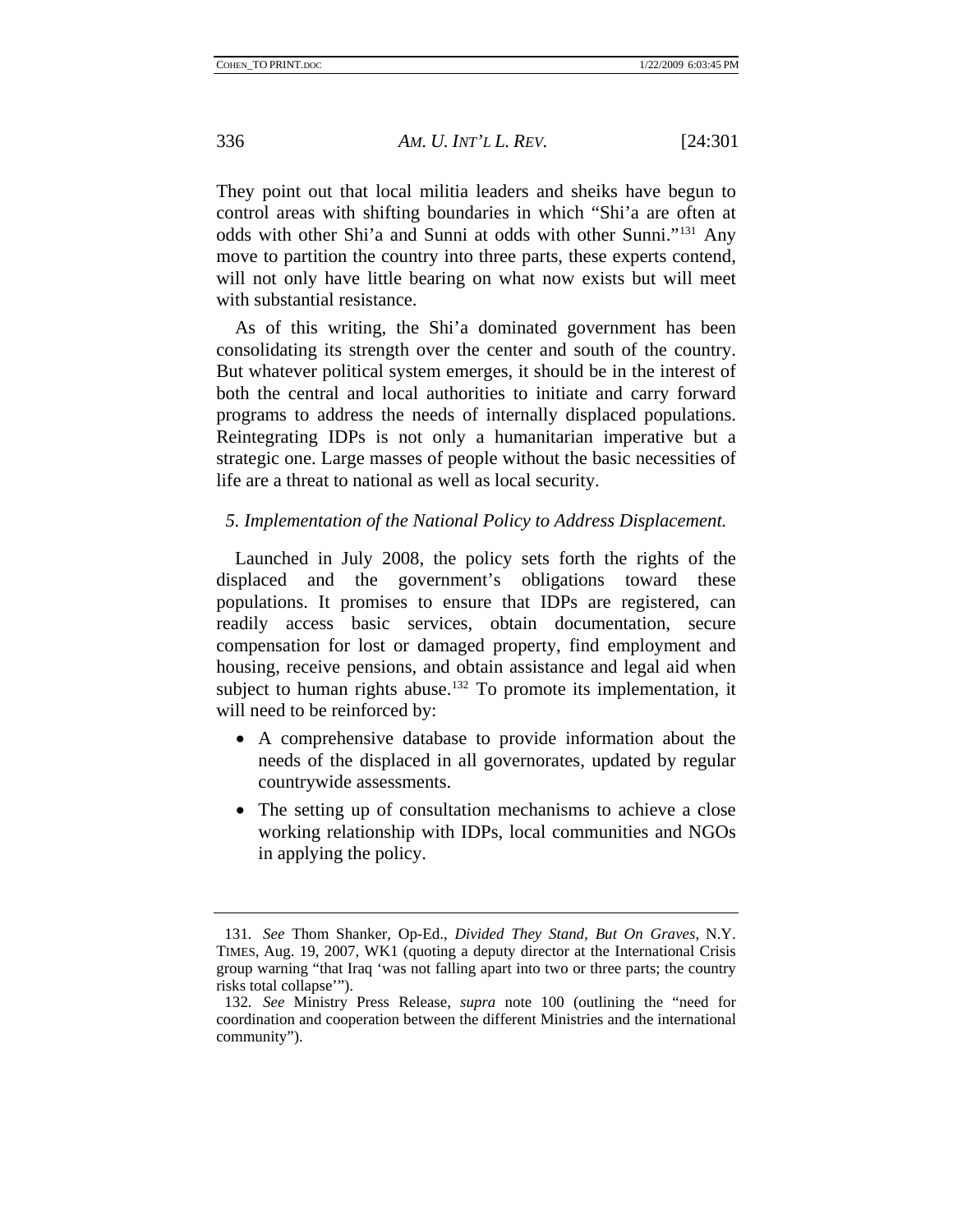They point out that local militia leaders and sheiks have begun to control areas with shifting boundaries in which "Shi'a are often at odds with other Shi'a and Sunni at odds with other Sunni."[131] Any move to partition the country into three parts, these experts contend, will not only have little bearing on what now exists but will meet with substantial resistance.

As of this writing, the Shi'a dominated government has been consolidating its strength over the center and south of the country. But whatever political system emerges, it should be in the interest of both the central and local authorities to initiate and carry forward programs to address the needs of internally displaced populations. Reintegrating IDPs is not only a humanitarian imperative but a strategic one. Large masses of people without the basic necessities of life are a threat to national as well as local security.

### *5. Implementation of the National Policy to Address Displacement.*

Launched in July 2008, the policy sets forth the rights of the displaced and the government's obligations toward these populations. It promises to ensure that IDPs are registered, can readily access basic services, obtain documentation, secure compensation for lost or damaged property, find employment and housing, receive pensions, and obtain assistance and legal aid when subject to human rights abuse.[132] To promote its implementation, it will need to be reinforced by:

- A comprehensive database to provide information about the needs of the displaced in all governorates, updated by regular countrywide assessments.
- The setting up of consultation mechanisms to achieve a close working relationship with IDPs, local communities and NGOs in applying the policy.

---

131. *See* Thom Shanker, Op-Ed., *Divided They Stand, But On Graves*, N.Y. TIMES, Aug. 19, 2007, WK1 (quoting a deputy director at the International Crisis group warning "that Iraq 'was not falling apart into two or three parts; the country risks total collapse'").

132. *See* Ministry Press Release, *supra* note 100 (outlining the "need for coordination and cooperation between the different Ministries and the international community").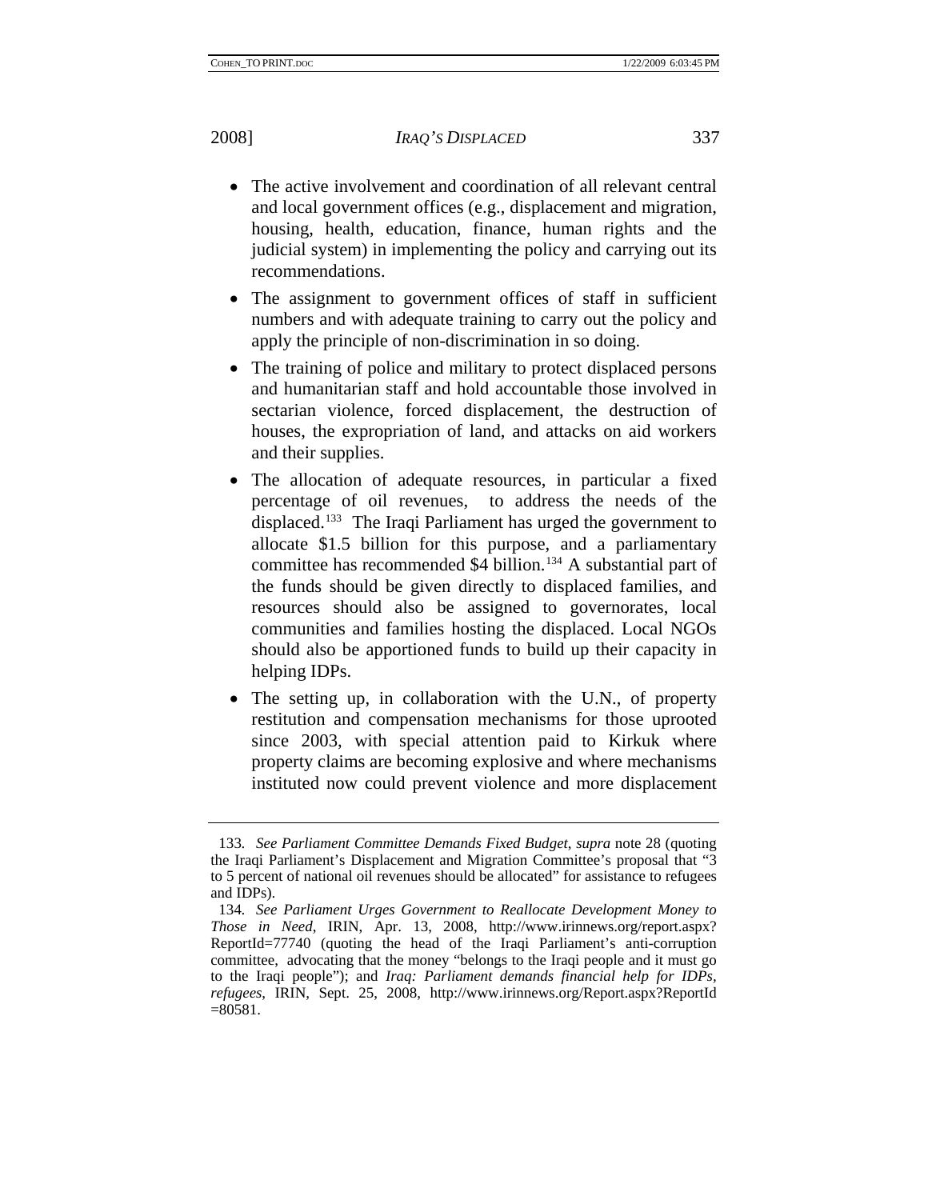- The active involvement and coordination of all relevant central and local government offices (e.g., displacement and migration, housing, health, education, finance, human rights and the judicial system) in implementing the policy and carrying out its recommendations.
- The assignment to government offices of staff in sufficient numbers and with adequate training to carry out the policy and apply the principle of non-discrimination in so doing.
- The training of police and military to protect displaced persons and humanitarian staff and hold accountable those involved in sectarian violence, forced displacement, the destruction of houses, the expropriation of land, and attacks on aid workers and their supplies.
- The allocation of adequate resources, in particular a fixed percentage of oil revenues, to address the needs of the displaced.[133] The Iraqi Parliament has urged the government to allocate $1.5 billion for this purpose, and a parliamentary committee has recommended $4 billion.[134] A substantial part of the funds should be given directly to displaced families, and resources should also be assigned to governorates, local communities and families hosting the displaced. Local NGOs should also be apportioned funds to build up their capacity in helping IDPs.
- The setting up, in collaboration with the U.N., of property restitution and compensation mechanisms for those uprooted since 2003, with special attention paid to Kirkuk where property claims are becoming explosive and where mechanisms instituted now could prevent violence and more displacement

---

133. *See Parliament Committee Demands Fixed Budget*, *supra* note 28 (quoting the Iraqi Parliament's Displacement and Migration Committee's proposal that "3 to 5 percent of national oil revenues should be allocated" for assistance to refugees and IDPs).

134. *See Parliament Urges Government to Reallocate Development Money to Those in Need*, IRIN, Apr. 13, 2008, http://www.irinnews.org/report.aspx?ReportId=77740 (quoting the head of the Iraqi Parliament's anti-corruption committee, advocating that the money "belongs to the Iraqi people and it must go to the Iraqi people"); and *Iraq: Parliament demands financial help for IDPs, refugees*, IRIN, Sept. 25, 2008, http://www.irinnews.org/Report.aspx?ReportId=80581.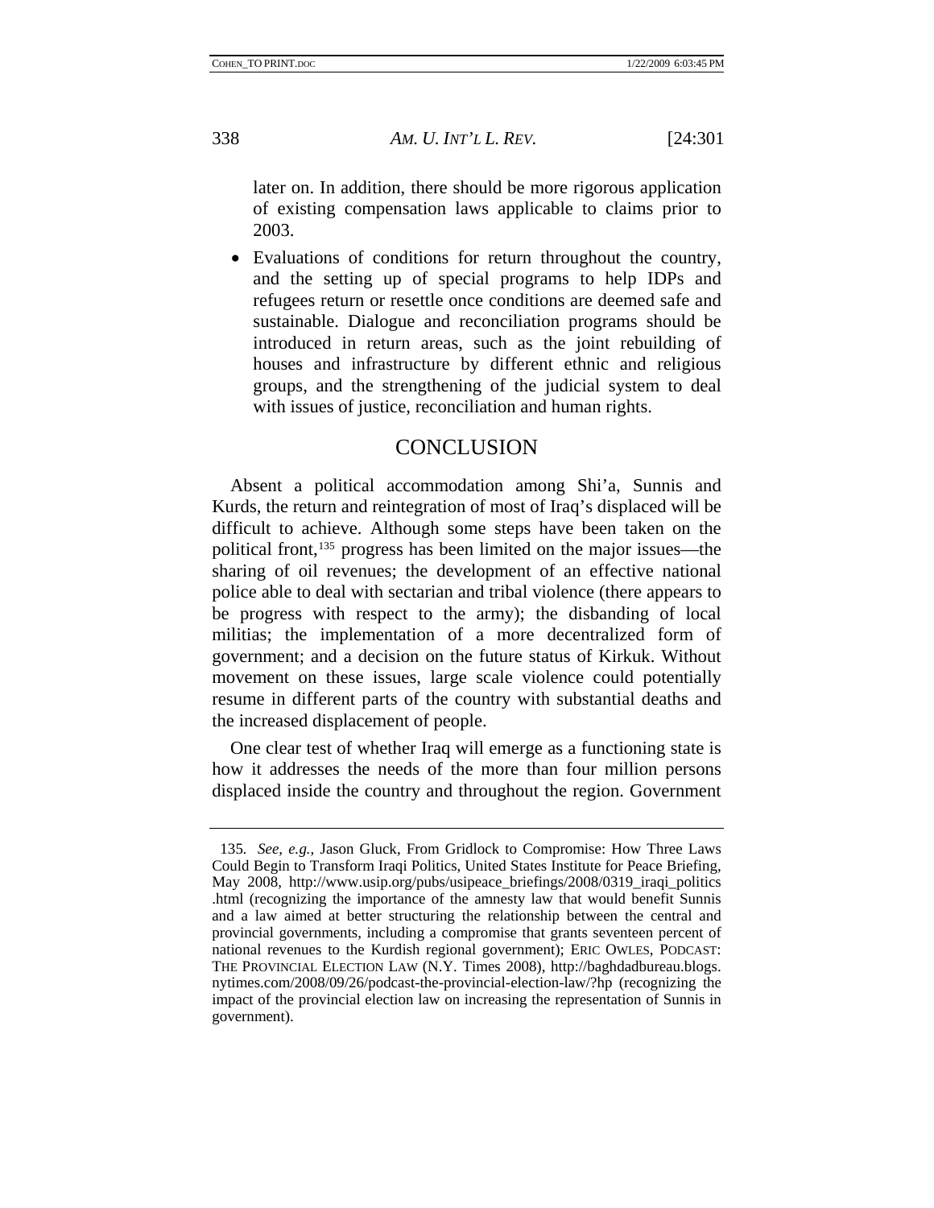later on. In addition, there should be more rigorous application of existing compensation laws applicable to claims prior to 2003.

- Evaluations of conditions for return throughout the country, and the setting up of special programs to help IDPs and refugees return or resettle once conditions are deemed safe and sustainable. Dialogue and reconciliation programs should be introduced in return areas, such as the joint rebuilding of houses and infrastructure by different ethnic and religious groups, and the strengthening of the judicial system to deal with issues of justice, reconciliation and human rights.

## CONCLUSION

Absent a political accommodation among Shi'a, Sunnis and Kurds, the return and reintegration of most of Iraq's displaced will be difficult to achieve. Although some steps have been taken on the political front,[135] progress has been limited on the major issues—the sharing of oil revenues; the development of an effective national police able to deal with sectarian and tribal violence (there appears to be progress with respect to the army); the disbanding of local militias; the implementation of a more decentralized form of government; and a decision on the future status of Kirkuk. Without movement on these issues, large scale violence could potentially resume in different parts of the country with substantial deaths and the increased displacement of people.

One clear test of whether Iraq will emerge as a functioning state is how it addresses the needs of the more than four million persons displaced inside the country and throughout the region. Government

---

135. *See, e.g.*, Jason Gluck, From Gridlock to Compromise: How Three Laws Could Begin to Transform Iraqi Politics, United States Institute for Peace Briefing, May 2008, http://www.usip.org/pubs/usipeace_briefings/2008/0319_iraqi_politics.html (recognizing the importance of the amnesty law that would benefit Sunnis and a law aimed at better structuring the relationship between the central and provincial governments, including a compromise that grants seventeen percent of national revenues to the Kurdish regional government); ERIC OWLES, PODCAST: THE PROVINCIAL ELECTION LAW (N.Y. Times 2008), http://baghdadbureau.blogs.nytimes.com/2008/09/26/podcast-the-provincial-election-law/?hp (recognizing the impact of the provincial election law on increasing the representation of Sunnis in government).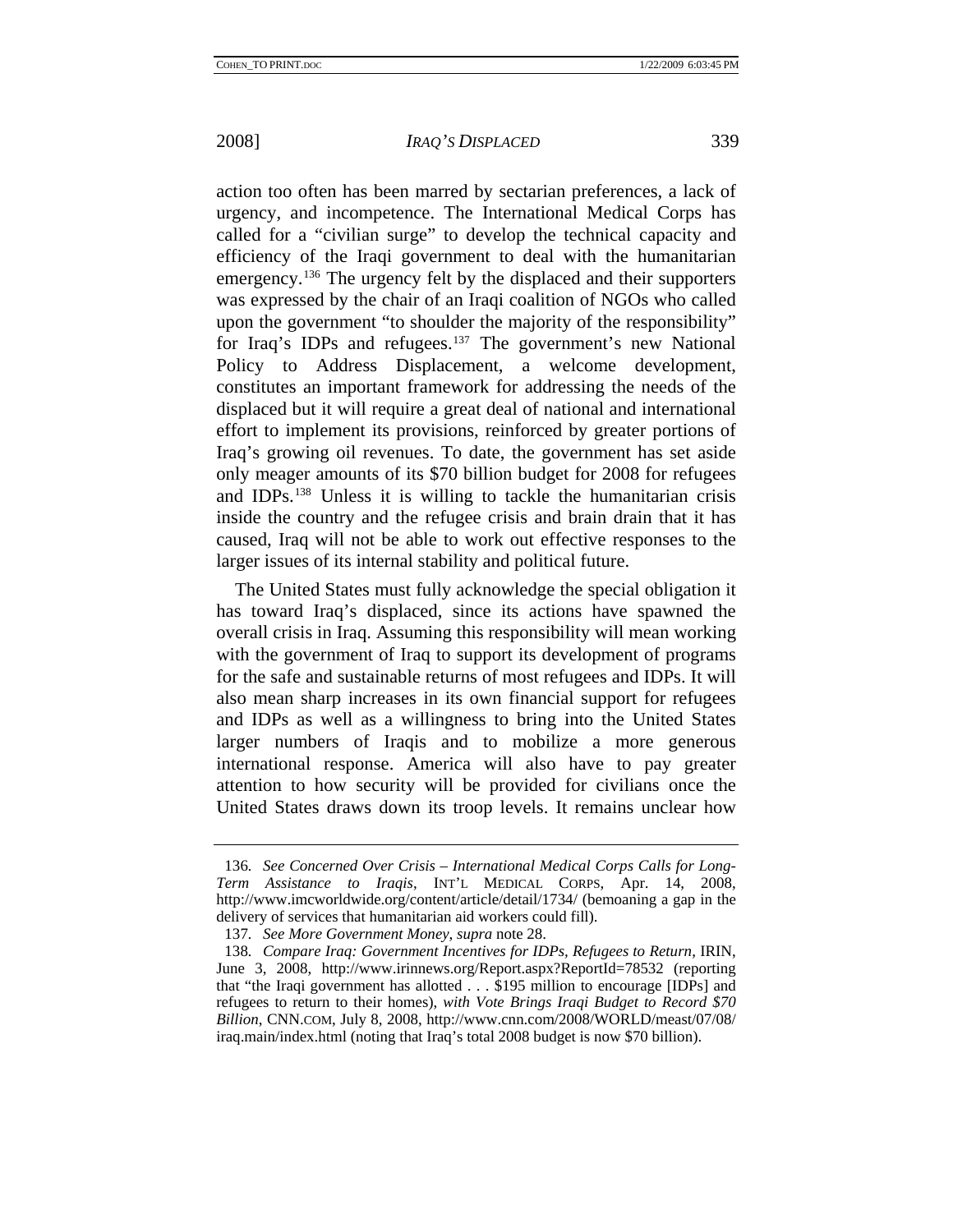action too often has been marred by sectarian preferences, a lack of urgency, and incompetence. The International Medical Corps has called for a "civilian surge" to develop the technical capacity and efficiency of the Iraqi government to deal with the humanitarian emergency.[136] The urgency felt by the displaced and their supporters was expressed by the chair of an Iraqi coalition of NGOs who called upon the government "to shoulder the majority of the responsibility" for Iraq's IDPs and refugees.[137] The government's new National Policy to Address Displacement, a welcome development, constitutes an important framework for addressing the needs of the displaced but it will require a great deal of national and international effort to implement its provisions, reinforced by greater portions of Iraq's growing oil revenues. To date, the government has set aside only meager amounts of its $70 billion budget for 2008 for refugees and IDPs.[138] Unless it is willing to tackle the humanitarian crisis inside the country and the refugee crisis and brain drain that it has caused, Iraq will not be able to work out effective responses to the larger issues of its internal stability and political future.

The United States must fully acknowledge the special obligation it has toward Iraq's displaced, since its actions have spawned the overall crisis in Iraq. Assuming this responsibility will mean working with the government of Iraq to support its development of programs for the safe and sustainable returns of most refugees and IDPs. It will also mean sharp increases in its own financial support for refugees and IDPs as well as a willingness to bring into the United States larger numbers of Iraqis and to mobilize a more generous international response. America will also have to pay greater attention to how security will be provided for civilians once the United States draws down its troop levels. It remains unclear how

---

136. *See Concerned Over Crisis – International Medical Corps Calls for Long-Term Assistance to Iraqis*, INT'L MEDICAL CORPS, Apr. 14, 2008, http://www.imcworldwide.org/content/article/detail/1734/ (bemoaning a gap in the delivery of services that humanitarian aid workers could fill).

137. *See More Government Money*, *supra* note 28.

138. *Compare Iraq: Government Incentives for IDPs, Refugees to Return*, IRIN, June 3, 2008, http://www.irinnews.org/Report.aspx?ReportId=78532 (reporting that "the Iraqi government has allotted . . . $195 million to encourage [IDPs] and refugees to return to their homes), *with Vote Brings Iraqi Budget to Record $70 Billion*, CNN.COM, July 8, 2008, http://www.cnn.com/2008/WORLD/meast/07/08/iraq.main/index.html (noting that Iraq's total 2008 budget is now $70 billion).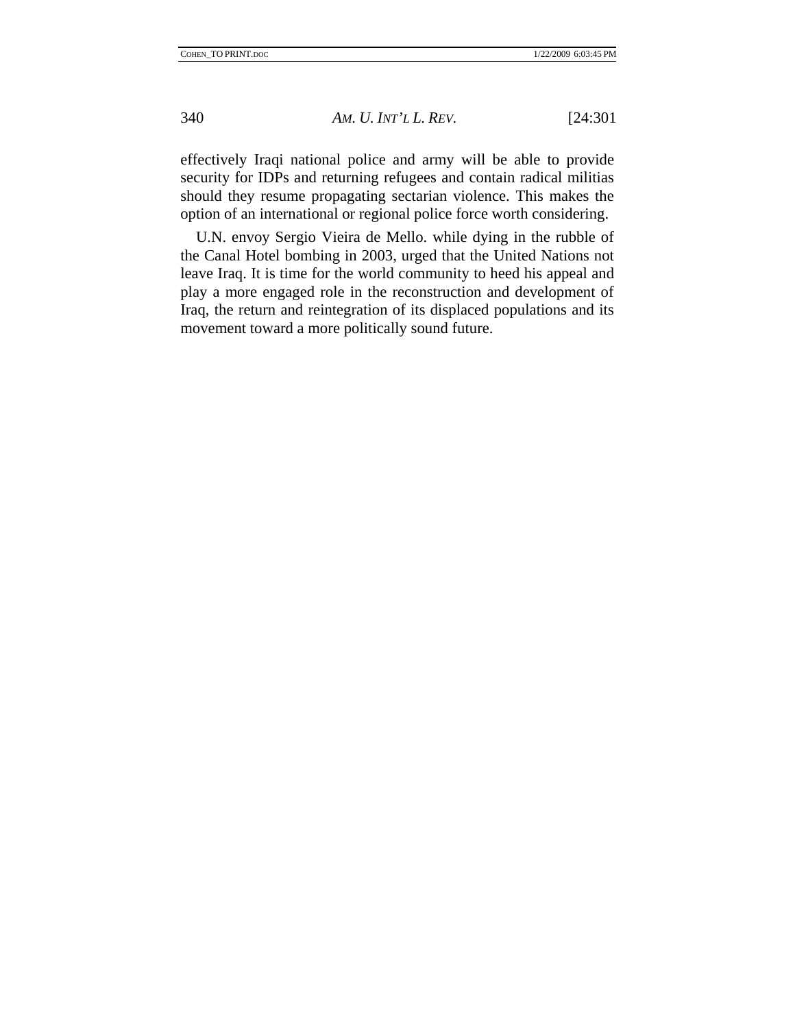effectively Iraqi national police and army will be able to provide security for IDPs and returning refugees and contain radical militias should they resume propagating sectarian violence. This makes the option of an international or regional police force worth considering.

U.N. envoy Sergio Vieira de Mello. while dying in the rubble of the Canal Hotel bombing in 2003, urged that the United Nations not leave Iraq. It is time for the world community to heed his appeal and play a more engaged role in the reconstruction and development of Iraq, the return and reintegration of its displaced populations and its movement toward a more politically sound future.